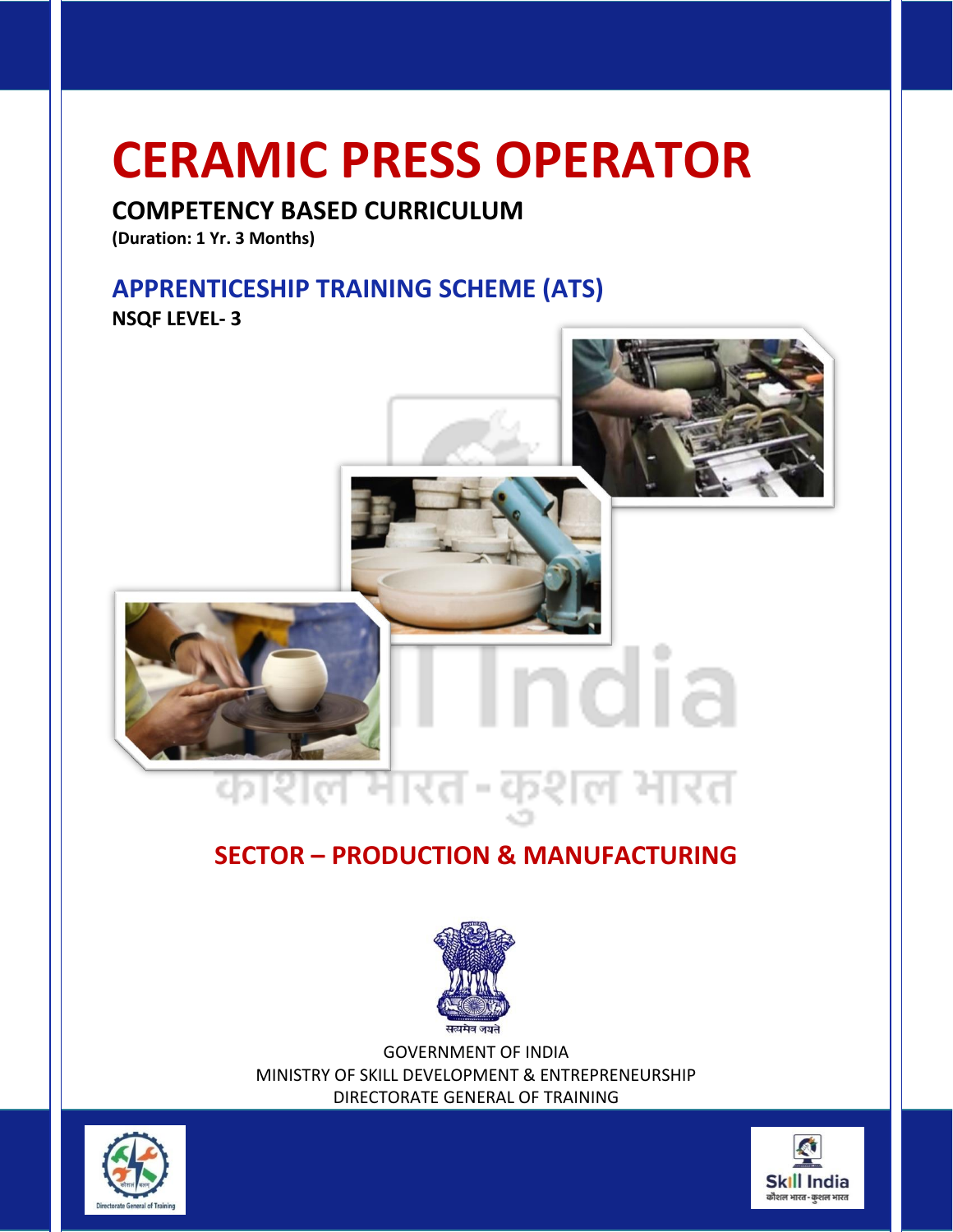# CERAMIC PRESS OPERATOR

## COMPETENCY BASED CURRICULUM

**(Duration: 1 Yr. 3 Months)**

## APPRENTICESHIP TRAINING SCHEME (ATS)

**NSQF LEVEL- 3**

## SECTOR – PRODUCTION & MANUFACTURING

GOVERNMENT OF INDIA
MINISTRY OF SKILL DEVELOPMENT & ENTREPRENEURSHIP
DIRECTORATE GENERAL OF TRAINING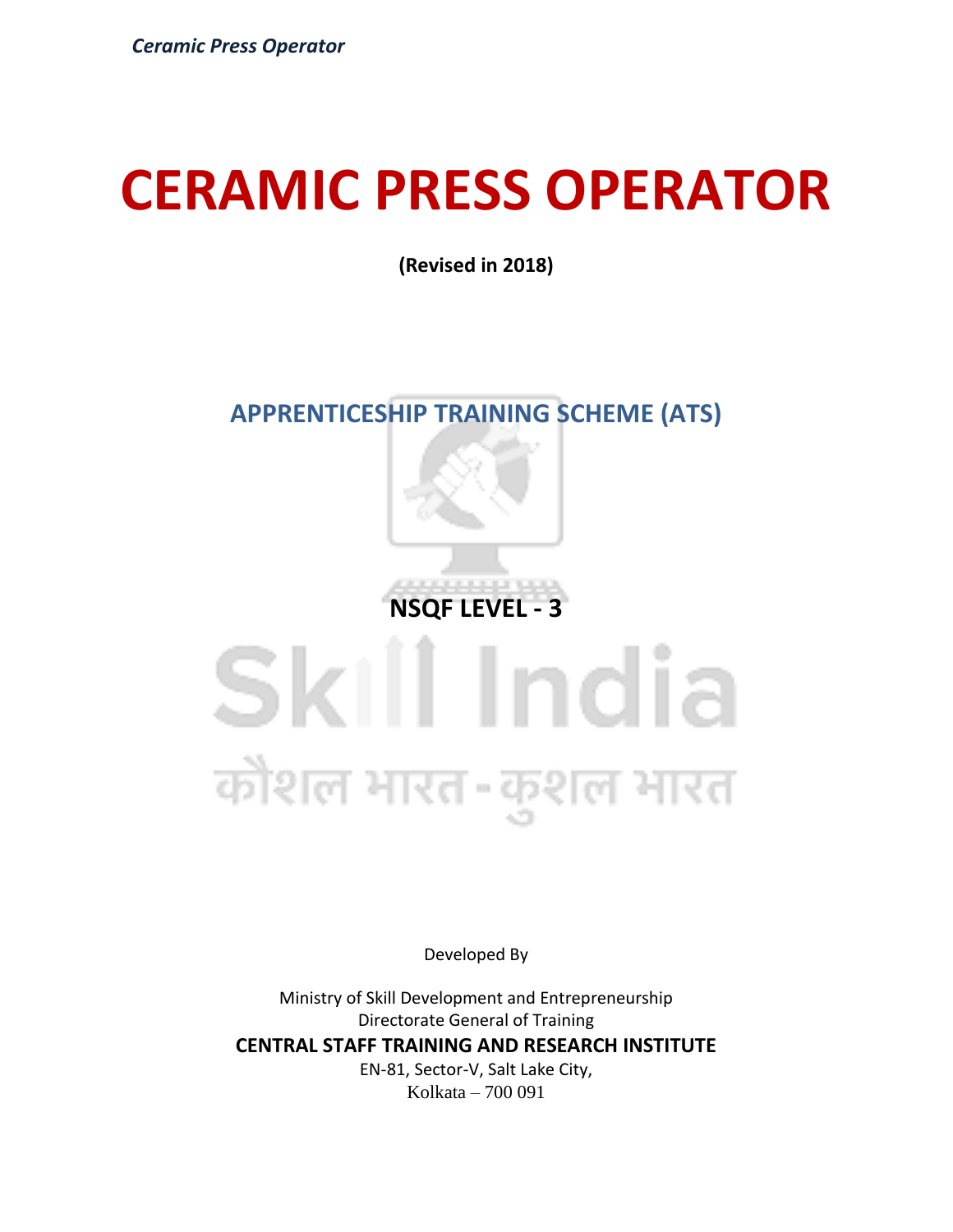# CERAMIC PRESS OPERATOR

**(Revised in 2018)**

## APPRENTICESHIP TRAINING SCHEME (ATS)

**NSQF LEVEL - 3**

Developed By

Ministry of Skill Development and Entrepreneurship
Directorate General of Training
**CENTRAL STAFF TRAINING AND RESEARCH INSTITUTE**
EN-81, Sector-V, Salt Lake City,
Kolkata – 700 091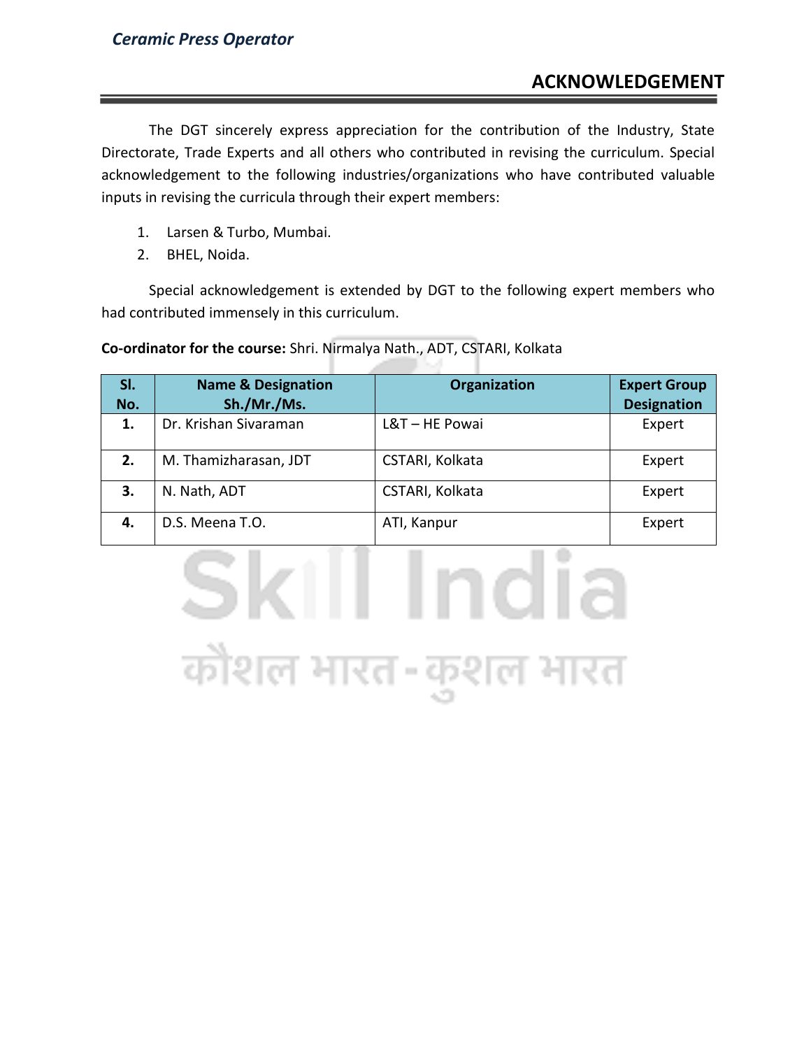## ACKNOWLEDGEMENT

The DGT sincerely express appreciation for the contribution of the Industry, State Directorate, Trade Experts and all others who contributed in revising the curriculum. Special acknowledgement to the following industries/organizations who have contributed valuable inputs in revising the curricula through their expert members:

1. Larsen & Turbo, Mumbai.
2. BHEL, Noida.

Special acknowledgement is extended by DGT to the following expert members who had contributed immensely in this curriculum.

**Co-ordinator for the course:** Shri. Nirmalya Nath., ADT, CSTARI, Kolkata

| Sl. No. | Name & Designation Sh./Mr./Ms. | Organization | Expert Group Designation |
|---|---|---|---|
| **1.** | Dr. Krishan Sivaraman | L&T – HE Powai | Expert |
| **2.** | M. Thamizharasan, JDT | CSTARI, Kolkata | Expert |
| **3.** | N. Nath, ADT | CSTARI, Kolkata | Expert |
| **4.** | D.S. Meena T.O. | ATI, Kanpur | Expert |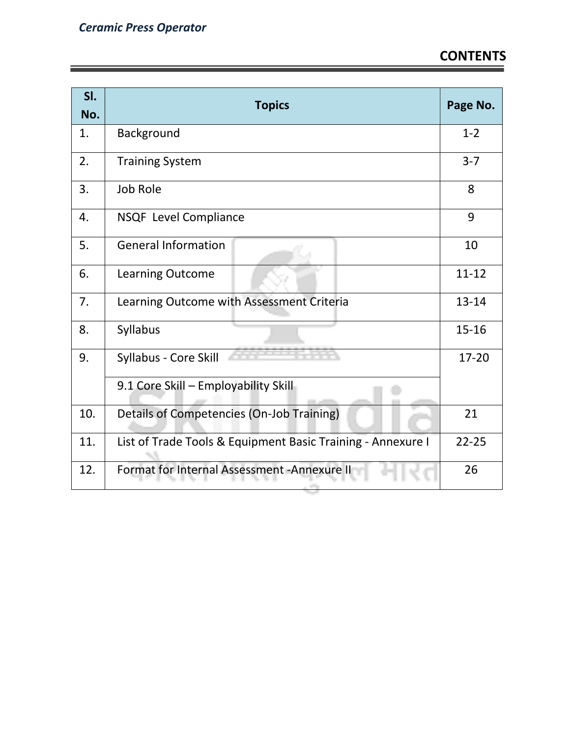## CONTENTS

| Sl. No. | Topics | Page No. |
|---|---|---|
| 1. | Background | 1-2 |
| 2. | Training System | 3-7 |
| 3. | Job Role | 8 |
| 4. | NSQF Level Compliance | 9 |
| 5. | General Information | 10 |
| 6. | Learning Outcome | 11-12 |
| 7. | Learning Outcome with Assessment Criteria | 13-14 |
| 8. | Syllabus | 15-16 |
| 9. | Syllabus - Core Skill | 17-20 |
| | 9.1 Core Skill – Employability Skill | |
| 10. | Details of Competencies (On-Job Training) | 21 |
| 11. | List of Trade Tools & Equipment Basic Training - Annexure I | 22-25 |
| 12. | Format for Internal Assessment -Annexure II | 26 |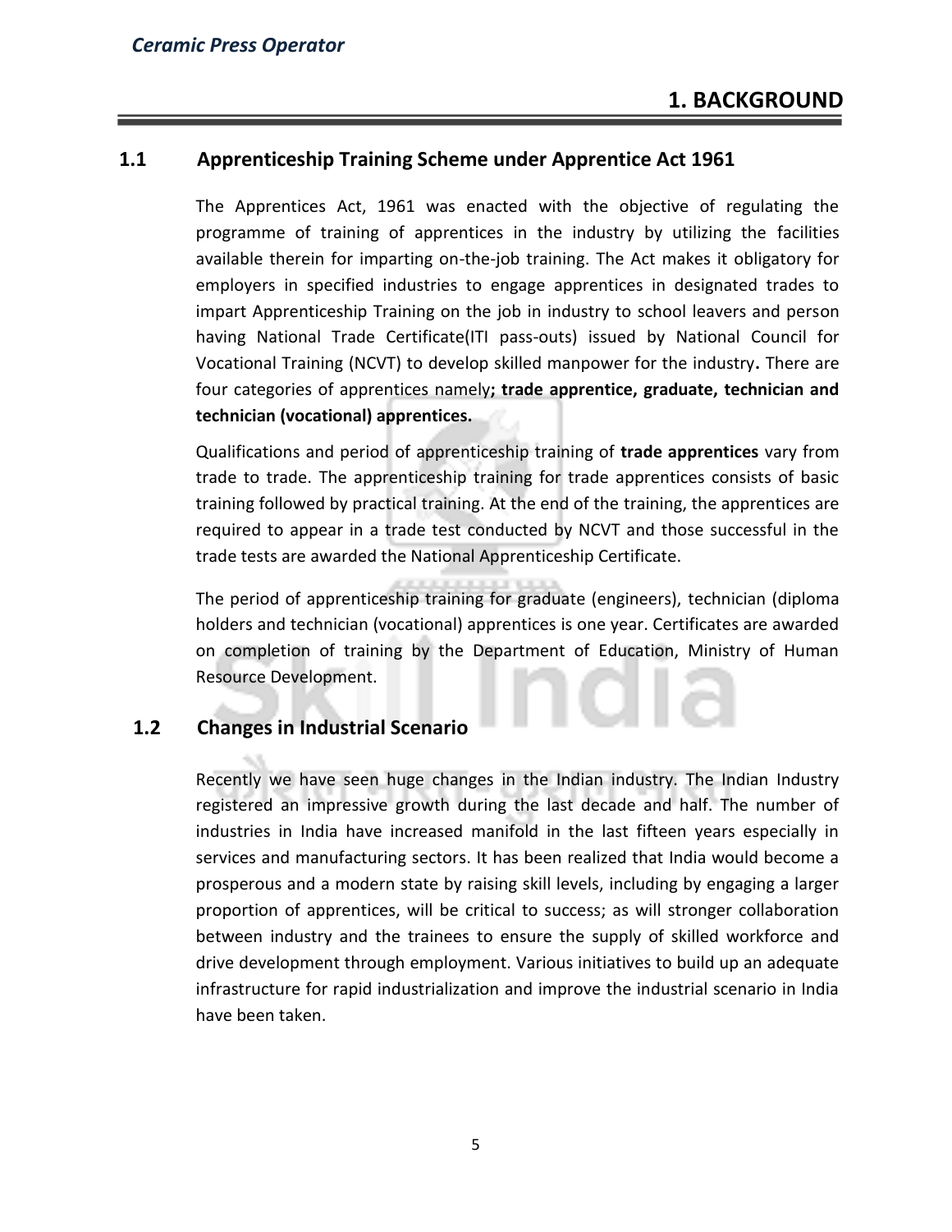# 1. BACKGROUND

## 1.1 Apprenticeship Training Scheme under Apprentice Act 1961

The Apprentices Act, 1961 was enacted with the objective of regulating the programme of training of apprentices in the industry by utilizing the facilities available therein for imparting on-the-job training. The Act makes it obligatory for employers in specified industries to engage apprentices in designated trades to impart Apprenticeship Training on the job in industry to school leavers and person having National Trade Certificate(ITI pass-outs) issued by National Council for Vocational Training (NCVT) to develop skilled manpower for the industry**.** There are four categories of apprentices namely**; trade apprentice, graduate, technician and technician (vocational) apprentices.**

Qualifications and period of apprenticeship training of **trade apprentices** vary from trade to trade. The apprenticeship training for trade apprentices consists of basic training followed by practical training. At the end of the training, the apprentices are required to appear in a trade test conducted by NCVT and those successful in the trade tests are awarded the National Apprenticeship Certificate.

The period of apprenticeship training for graduate (engineers), technician (diploma holders and technician (vocational) apprentices is one year. Certificates are awarded on completion of training by the Department of Education, Ministry of Human Resource Development.

## 1.2 Changes in Industrial Scenario

Recently we have seen huge changes in the Indian industry. The Indian Industry registered an impressive growth during the last decade and half. The number of industries in India have increased manifold in the last fifteen years especially in services and manufacturing sectors. It has been realized that India would become a prosperous and a modern state by raising skill levels, including by engaging a larger proportion of apprentices, will be critical to success; as will stronger collaboration between industry and the trainees to ensure the supply of skilled workforce and drive development through employment. Various initiatives to build up an adequate infrastructure for rapid industrialization and improve the industrial scenario in India have been taken.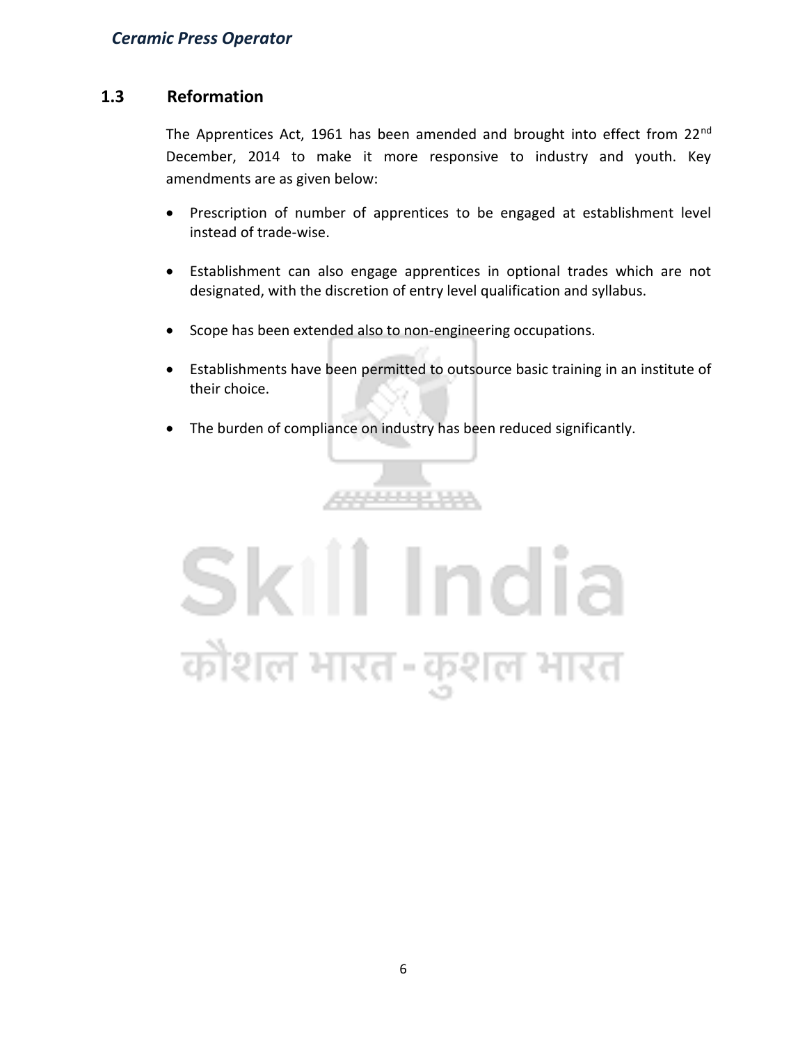## 1.3 Reformation

The Apprentices Act, 1961 has been amended and brought into effect from 22nd December, 2014 to make it more responsive to industry and youth. Key amendments are as given below:

- Prescription of number of apprentices to be engaged at establishment level instead of trade-wise.
- Establishment can also engage apprentices in optional trades which are not designated, with the discretion of entry level qualification and syllabus.
- Scope has been extended also to non-engineering occupations.
- Establishments have been permitted to outsource basic training in an institute of their choice.
- The burden of compliance on industry has been reduced significantly.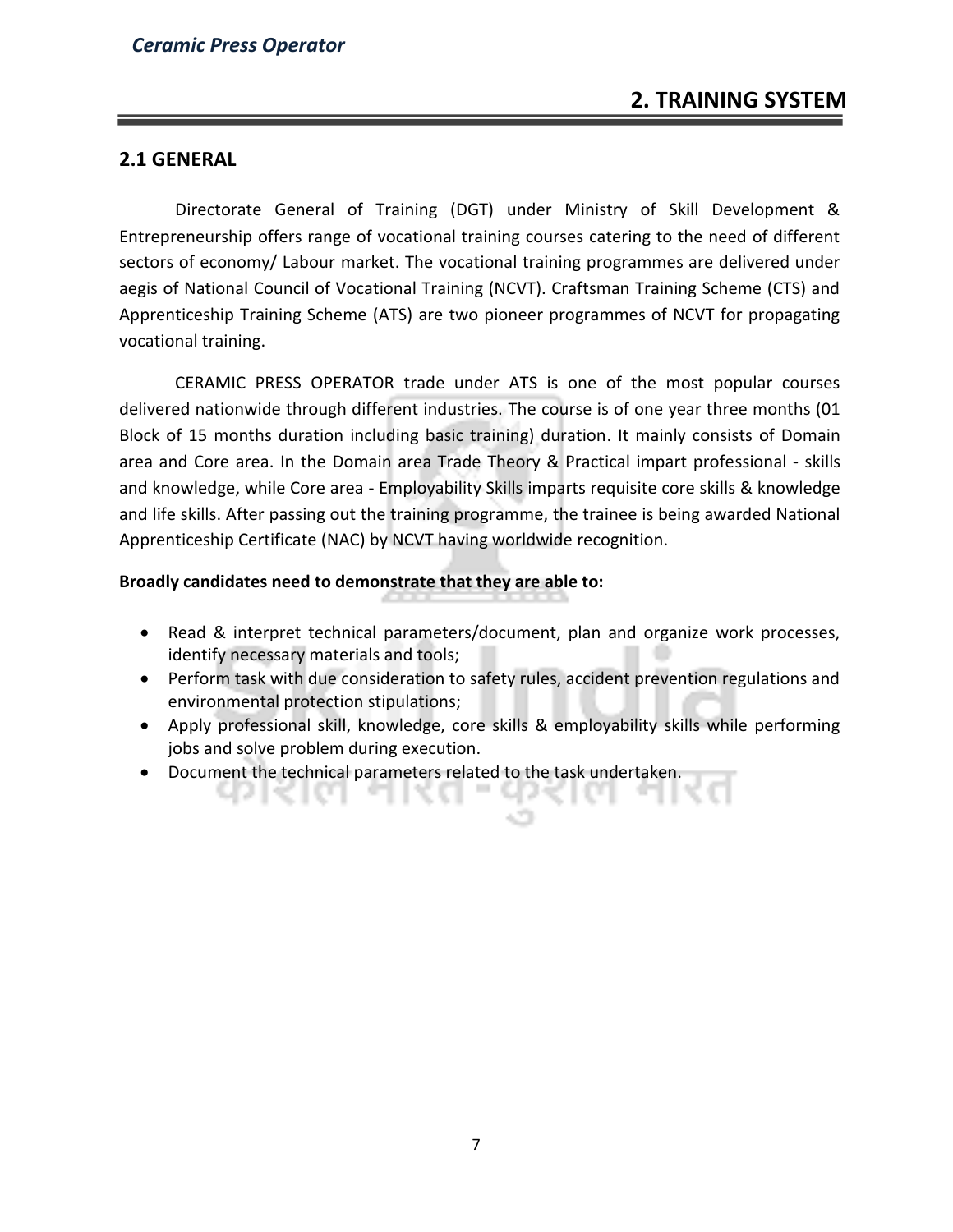## 2. TRAINING SYSTEM

### 2.1 GENERAL

Directorate General of Training (DGT) under Ministry of Skill Development & Entrepreneurship offers range of vocational training courses catering to the need of different sectors of economy/ Labour market. The vocational training programmes are delivered under aegis of National Council of Vocational Training (NCVT). Craftsman Training Scheme (CTS) and Apprenticeship Training Scheme (ATS) are two pioneer programmes of NCVT for propagating vocational training.

CERAMIC PRESS OPERATOR trade under ATS is one of the most popular courses delivered nationwide through different industries. The course is of one year three months (01 Block of 15 months duration including basic training) duration. It mainly consists of Domain area and Core area. In the Domain area Trade Theory & Practical impart professional - skills and knowledge, while Core area - Employability Skills imparts requisite core skills & knowledge and life skills. After passing out the training programme, the trainee is being awarded National Apprenticeship Certificate (NAC) by NCVT having worldwide recognition.

**Broadly candidates need to demonstrate that they are able to:**

- Read & interpret technical parameters/document, plan and organize work processes, identify necessary materials and tools;
- Perform task with due consideration to safety rules, accident prevention regulations and environmental protection stipulations;
- Apply professional skill, knowledge, core skills & employability skills while performing jobs and solve problem during execution.
- Document the technical parameters related to the task undertaken.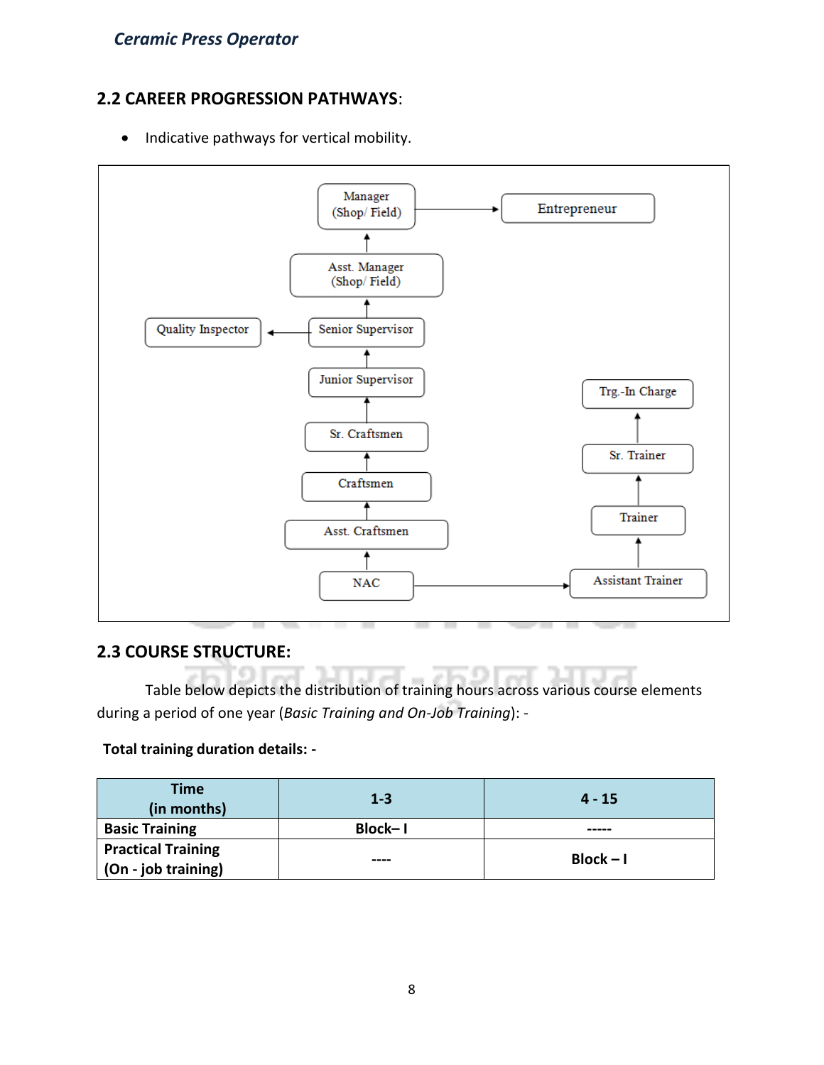## 2.2 CAREER PROGRESSION PATHWAYS:

- Indicative pathways for vertical mobility.

NAC → Asst. Craftsmen → Craftsmen → Sr. Craftsmen → Junior Supervisor → Senior Supervisor → Asst. Manager (Shop/ Field) → Manager (Shop/ Field) → Entrepreneur

Senior Supervisor → Quality Inspector

NAC → Assistant Trainer → Trainer → Sr. Trainer → Trg.-In Charge

## 2.3 COURSE STRUCTURE:

Table below depicts the distribution of training hours across various course elements during a period of one year (*Basic Training and On-Job Training*): -

**Total training duration details: -**

| Time (in months) | 1-3 | 4 - 15 |
|---|---|---|
| **Basic Training** | **Block– I** | ----- |
| **Practical Training (On - job training)** | ---- | **Block – I** |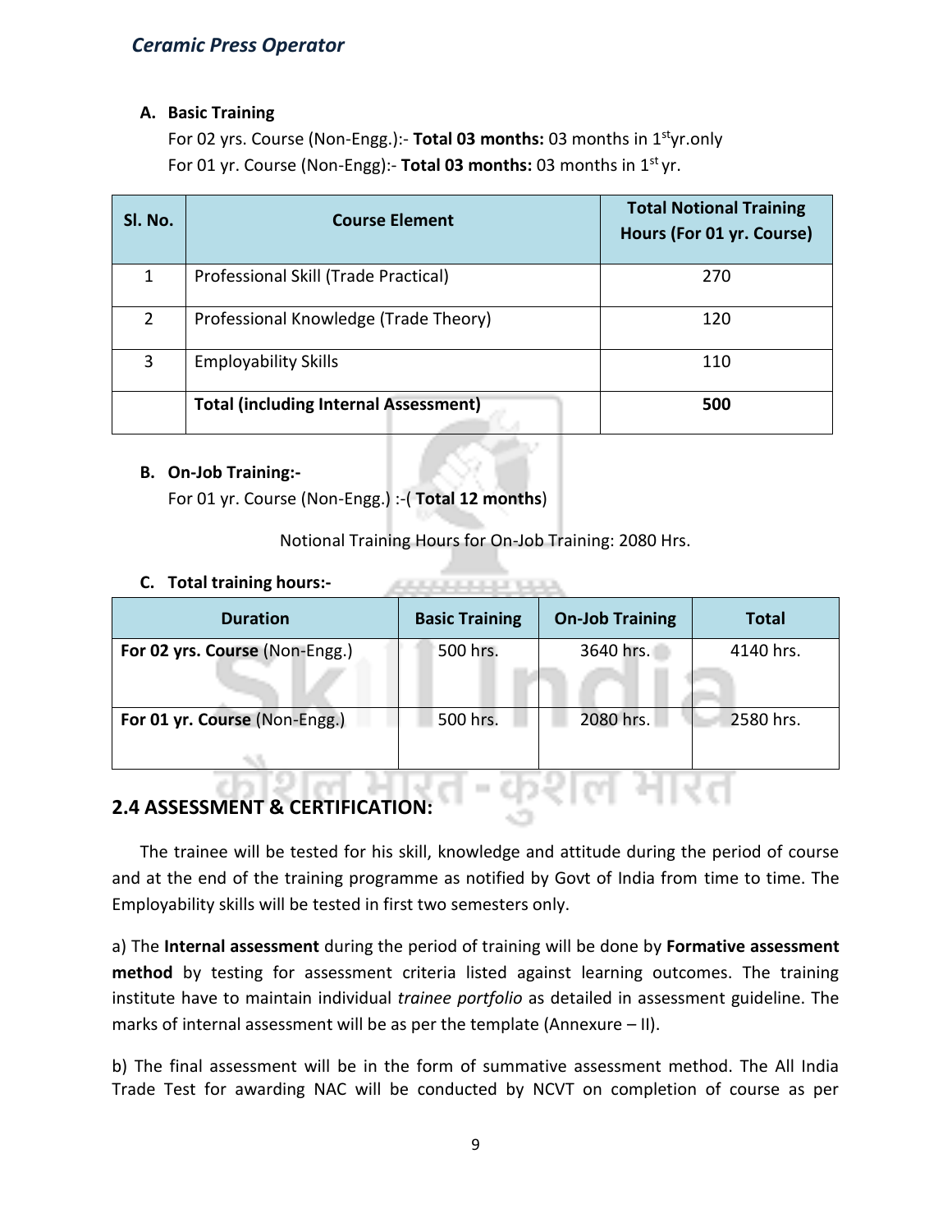**A. Basic Training**

For 02 yrs. Course (Non-Engg.):- **Total 03 months:** 03 months in 1st yr.only

For 01 yr. Course (Non-Engg):- **Total 03 months:** 03 months in 1st yr.

| Sl. No. | Course Element | Total Notional Training Hours (For 01 yr. Course) |
|---|---|---|
| 1 | Professional Skill (Trade Practical) | 270 |
| 2 | Professional Knowledge (Trade Theory) | 120 |
| 3 | Employability Skills | 110 |
| | **Total (including Internal Assessment)** | **500** |

**B. On-Job Training:-**

For 01 yr. Course (Non-Engg.) :-( **Total 12 months**)

Notional Training Hours for On-Job Training: 2080 Hrs.

**C. Total training hours:-**

| Duration | Basic Training | On-Job Training | Total |
|---|---|---|---|
| **For 02 yrs. Course** (Non-Engg.) | 500 hrs. | 3640 hrs. | 4140 hrs. |
| **For 01 yr. Course** (Non-Engg.) | 500 hrs. | 2080 hrs. | 2580 hrs. |

## 2.4 ASSESSMENT & CERTIFICATION:

The trainee will be tested for his skill, knowledge and attitude during the period of course and at the end of the training programme as notified by Govt of India from time to time. The Employability skills will be tested in first two semesters only.

a) The **Internal assessment** during the period of training will be done by **Formative assessment method** by testing for assessment criteria listed against learning outcomes. The training institute have to maintain individual *trainee portfolio* as detailed in assessment guideline. The marks of internal assessment will be as per the template (Annexure – II).

b) The final assessment will be in the form of summative assessment method. The All India Trade Test for awarding NAC will be conducted by NCVT on completion of course as per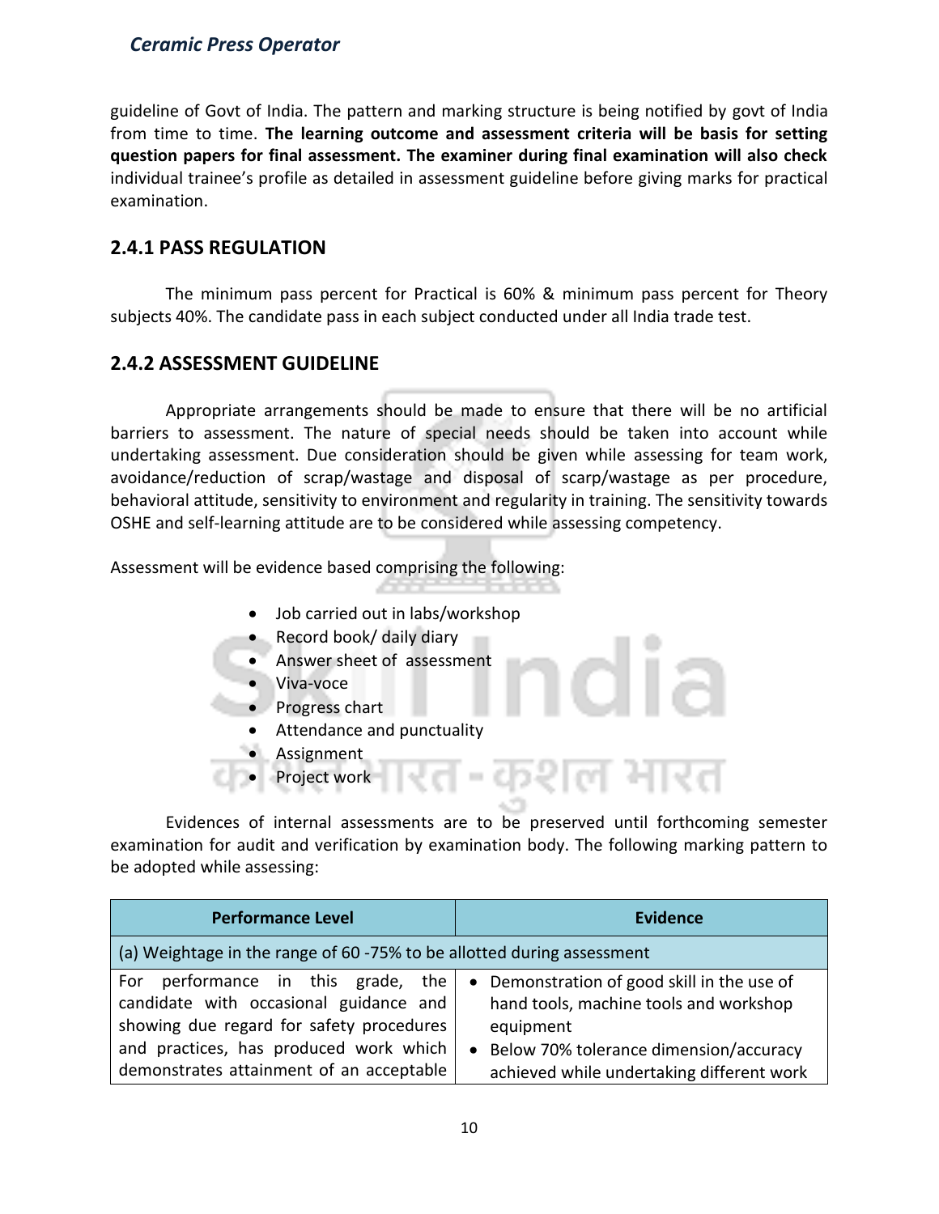guideline of Govt of India. The pattern and marking structure is being notified by govt of India from time to time. **The learning outcome and assessment criteria will be basis for setting question papers for final assessment. The examiner during final examination will also check** individual trainee's profile as detailed in assessment guideline before giving marks for practical examination.

## 2.4.1 PASS REGULATION

The minimum pass percent for Practical is 60% & minimum pass percent for Theory subjects 40%. The candidate pass in each subject conducted under all India trade test.

## 2.4.2 ASSESSMENT GUIDELINE

Appropriate arrangements should be made to ensure that there will be no artificial barriers to assessment. The nature of special needs should be taken into account while undertaking assessment. Due consideration should be given while assessing for team work, avoidance/reduction of scrap/wastage and disposal of scarp/wastage as per procedure, behavioral attitude, sensitivity to environment and regularity in training. The sensitivity towards OSHE and self-learning attitude are to be considered while assessing competency.

Assessment will be evidence based comprising the following:

- Job carried out in labs/workshop
- Record book/ daily diary
- Answer sheet of assessment
- Viva-voce
- Progress chart
- Attendance and punctuality
- Assignment
- Project work

Evidences of internal assessments are to be preserved until forthcoming semester examination for audit and verification by examination body. The following marking pattern to be adopted while assessing:

| Performance Level | Evidence |
|---|---|
| (a) Weightage in the range of 60 -75% to be allotted during assessment | |
| For performance in this grade, the candidate with occasional guidance and showing due regard for safety procedures and practices, has produced work which demonstrates attainment of an acceptable | • Demonstration of good skill in the use of hand tools, machine tools and workshop equipment<br>• Below 70% tolerance dimension/accuracy achieved while undertaking different work |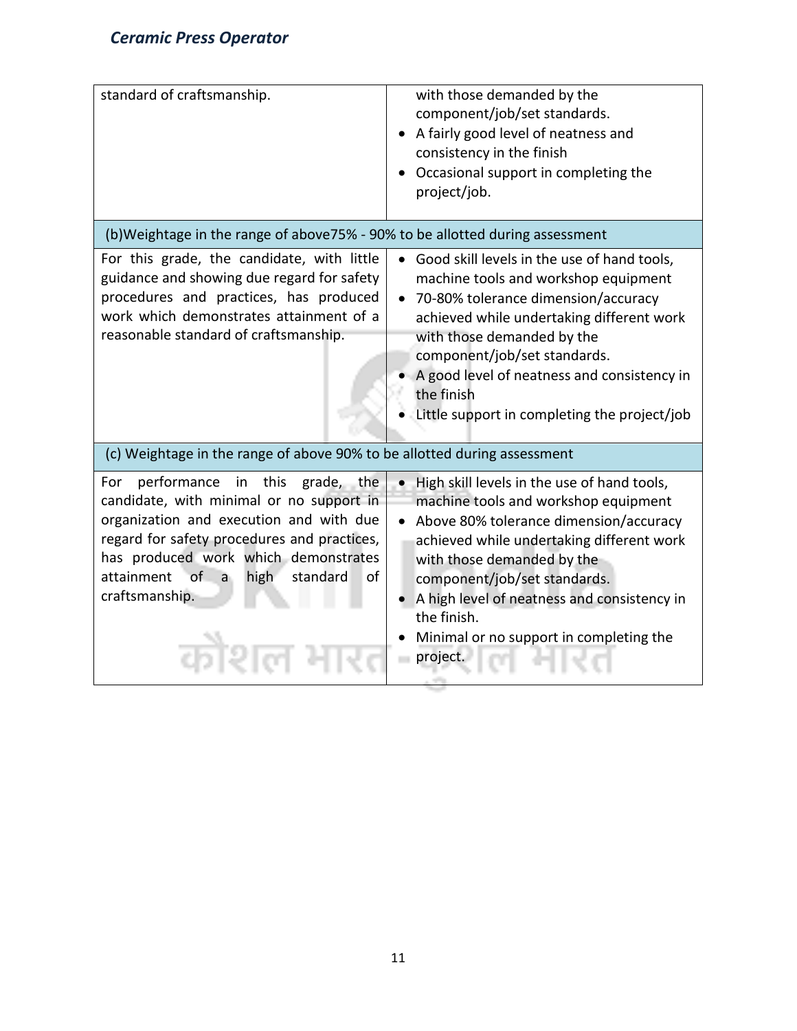| | |
|---|---|
| standard of craftsmanship. | with those demanded by the component/job/set standards.<br>• A fairly good level of neatness and consistency in the finish<br>• Occasional support in completing the project/job. |
| (b)Weightage in the range of above75% - 90% to be allotted during assessment | |
| For this grade, the candidate, with little guidance and showing due regard for safety procedures and practices, has produced work which demonstrates attainment of a reasonable standard of craftsmanship. | • Good skill levels in the use of hand tools, machine tools and workshop equipment<br>• 70-80% tolerance dimension/accuracy achieved while undertaking different work with those demanded by the component/job/set standards.<br>• A good level of neatness and consistency in the finish<br>• Little support in completing the project/job |
| (c) Weightage in the range of above 90% to be allotted during assessment | |
| For performance in this grade, the candidate, with minimal or no support in organization and execution and with due regard for safety procedures and practices, has produced work which demonstrates attainment of a high standard of craftsmanship. | • High skill levels in the use of hand tools, machine tools and workshop equipment<br>• Above 80% tolerance dimension/accuracy achieved while undertaking different work with those demanded by the component/job/set standards.<br>• A high level of neatness and consistency in the finish.<br>• Minimal or no support in completing the project. |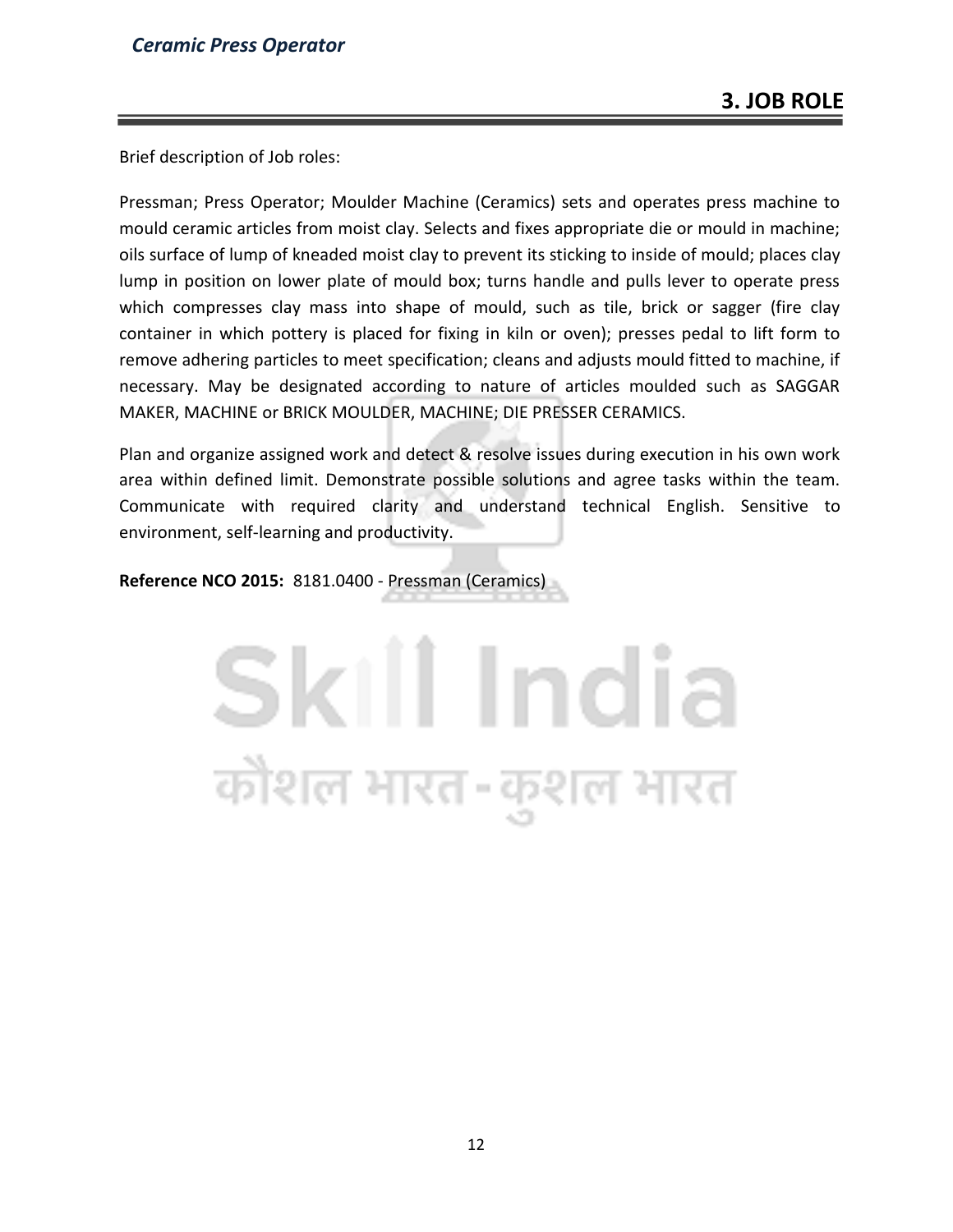## 3. JOB ROLE

Brief description of Job roles:

Pressman; Press Operator; Moulder Machine (Ceramics) sets and operates press machine to mould ceramic articles from moist clay. Selects and fixes appropriate die or mould in machine; oils surface of lump of kneaded moist clay to prevent its sticking to inside of mould; places clay lump in position on lower plate of mould box; turns handle and pulls lever to operate press which compresses clay mass into shape of mould, such as tile, brick or sagger (fire clay container in which pottery is placed for fixing in kiln or oven); presses pedal to lift form to remove adhering particles to meet specification; cleans and adjusts mould fitted to machine, if necessary. May be designated according to nature of articles moulded such as SAGGAR MAKER, MACHINE or BRICK MOULDER, MACHINE; DIE PRESSER CERAMICS.

Plan and organize assigned work and detect & resolve issues during execution in his own work area within defined limit. Demonstrate possible solutions and agree tasks within the team. Communicate with required clarity and understand technical English. Sensitive to environment, self-learning and productivity.

**Reference NCO 2015:** 8181.0400 - Pressman (Ceramics)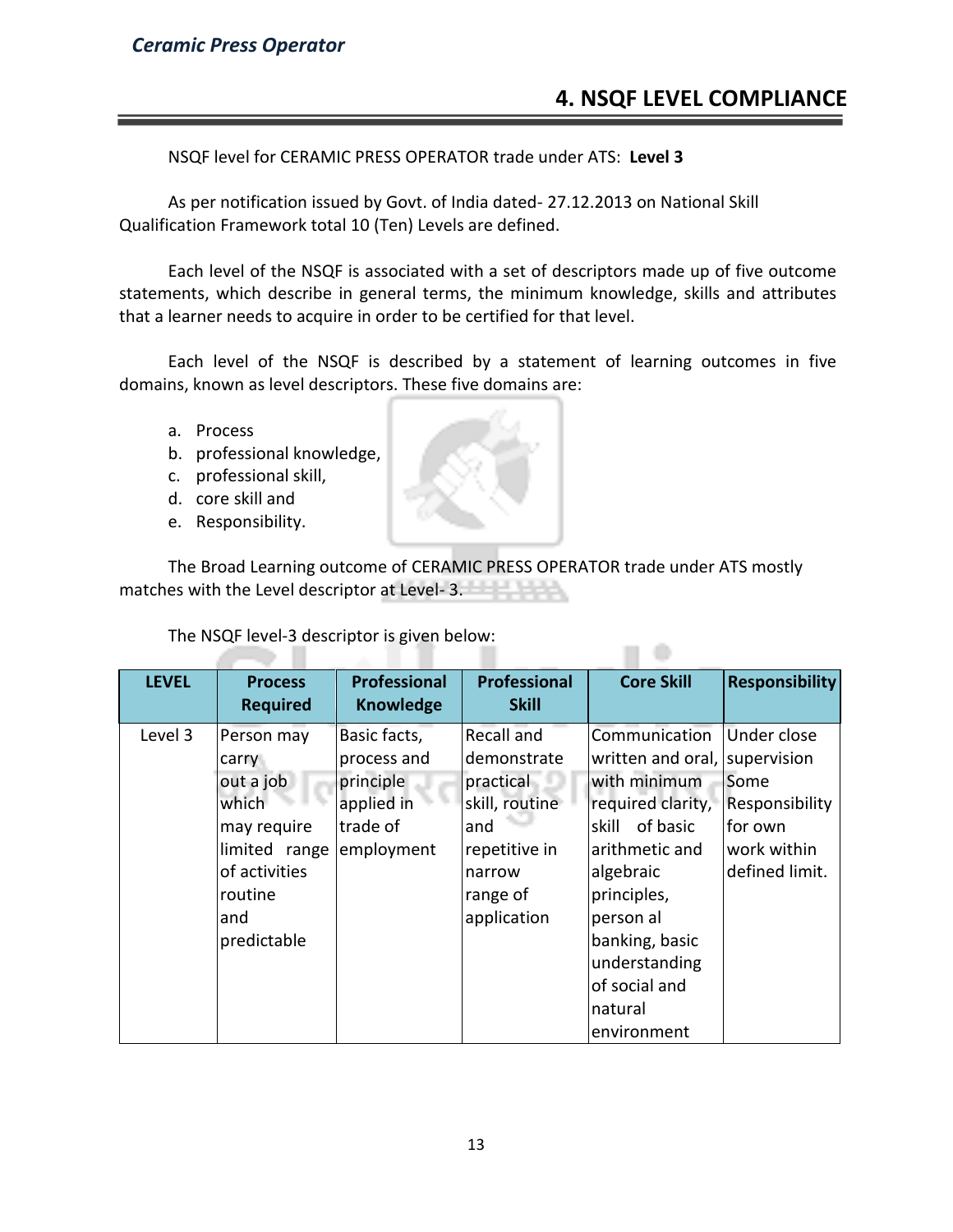## 4. NSQF LEVEL COMPLIANCE

NSQF level for CERAMIC PRESS OPERATOR trade under ATS: **Level 3**

As per notification issued by Govt. of India dated- 27.12.2013 on National Skill Qualification Framework total 10 (Ten) Levels are defined.

Each level of the NSQF is associated with a set of descriptors made up of five outcome statements, which describe in general terms, the minimum knowledge, skills and attributes that a learner needs to acquire in order to be certified for that level.

Each level of the NSQF is described by a statement of learning outcomes in five domains, known as level descriptors. These five domains are:

a. Process
b. professional knowledge,
c. professional skill,
d. core skill and
e. Responsibility.

The Broad Learning outcome of CERAMIC PRESS OPERATOR trade under ATS mostly matches with the Level descriptor at Level- 3.

The NSQF level-3 descriptor is given below:

| LEVEL | Process Required | Professional Knowledge | Professional Skill | Core Skill | Responsibility |
|---|---|---|---|---|---|
| Level 3 | Person may carry out a job which may require limited range of activities routine and predictable | Basic facts, process and principle applied in trade of employment | Recall and demonstrate practical skill, routine and repetitive in narrow range of application | Communication written and oral, with minimum required clarity, skill of basic arithmetic and algebraic principles, person al banking, basic understanding of social and natural environment | Under close supervision Some Responsibility for own work within defined limit. |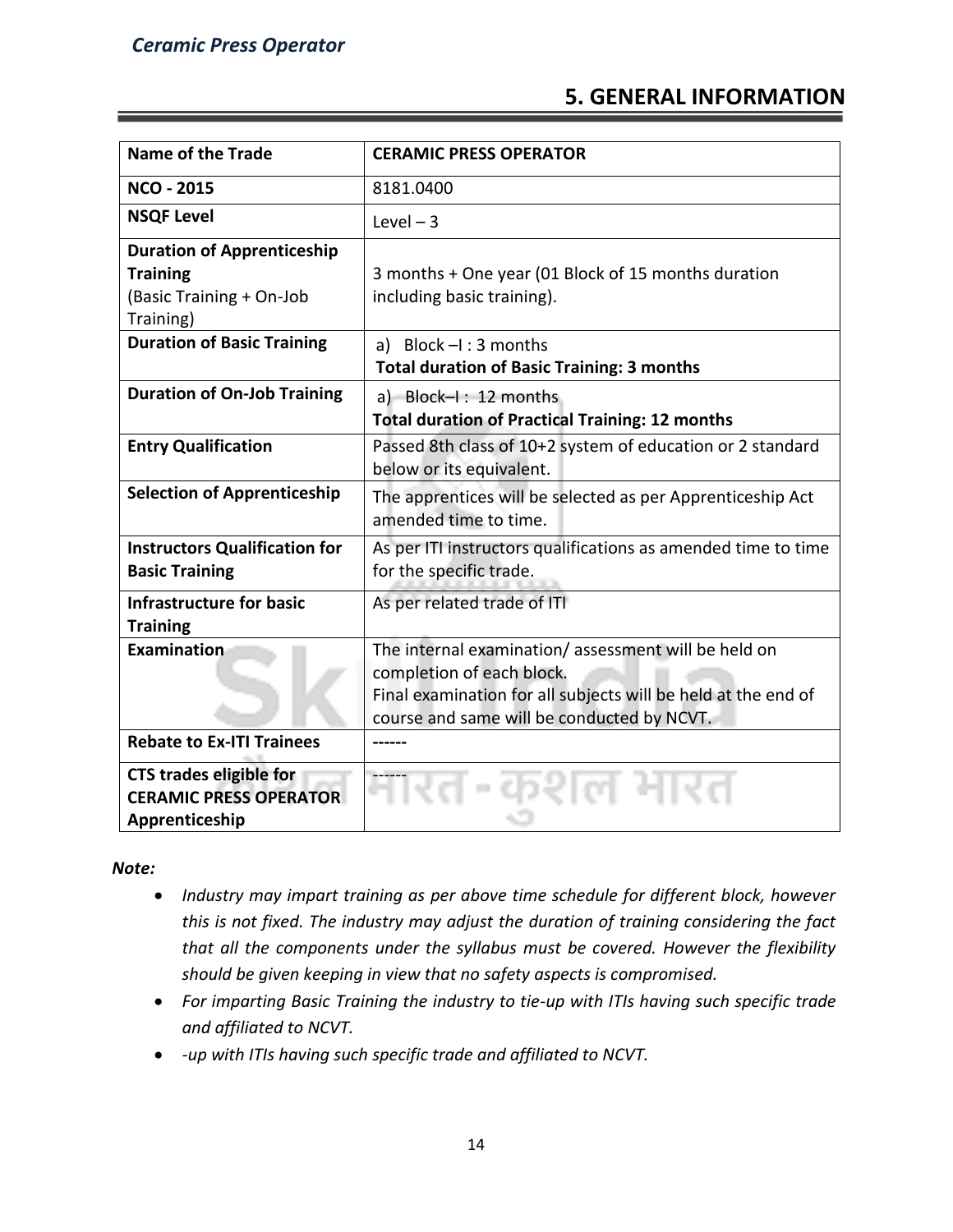## 5. GENERAL INFORMATION

| Name of the Trade | CERAMIC PRESS OPERATOR |
|---|---|
| **NCO - 2015** | 8181.0400 |
| **NSQF Level** | Level – 3 |
| **Duration of Apprenticeship Training** (Basic Training + On-Job Training) | 3 months + One year (01 Block of 15 months duration including basic training). |
| **Duration of Basic Training** | a) Block –I : 3 months<br>**Total duration of Basic Training: 3 months** |
| **Duration of On-Job Training** | a) Block–I : 12 months<br>**Total duration of Practical Training: 12 months** |
| **Entry Qualification** | Passed 8th class of 10+2 system of education or 2 standard below or its equivalent. |
| **Selection of Apprenticeship** | The apprentices will be selected as per Apprenticeship Act amended time to time. |
| **Instructors Qualification for Basic Training** | As per ITI instructors qualifications as amended time to time for the specific trade. |
| **Infrastructure for basic Training** | As per related trade of ITI |
| **Examination** | The internal examination/ assessment will be held on completion of each block.<br>Final examination for all subjects will be held at the end of course and same will be conducted by NCVT. |
| **Rebate to Ex-ITI Trainees** | ------ |
| **CTS trades eligible for CERAMIC PRESS OPERATOR Apprenticeship** | ------ |

***Note:***

- *Industry may impart training as per above time schedule for different block, however this is not fixed. The industry may adjust the duration of training considering the fact that all the components under the syllabus must be covered. However the flexibility should be given keeping in view that no safety aspects is compromised.*
- *For imparting Basic Training the industry to tie-up with ITIs having such specific trade and affiliated to NCVT.*
- *-up with ITIs having such specific trade and affiliated to NCVT.*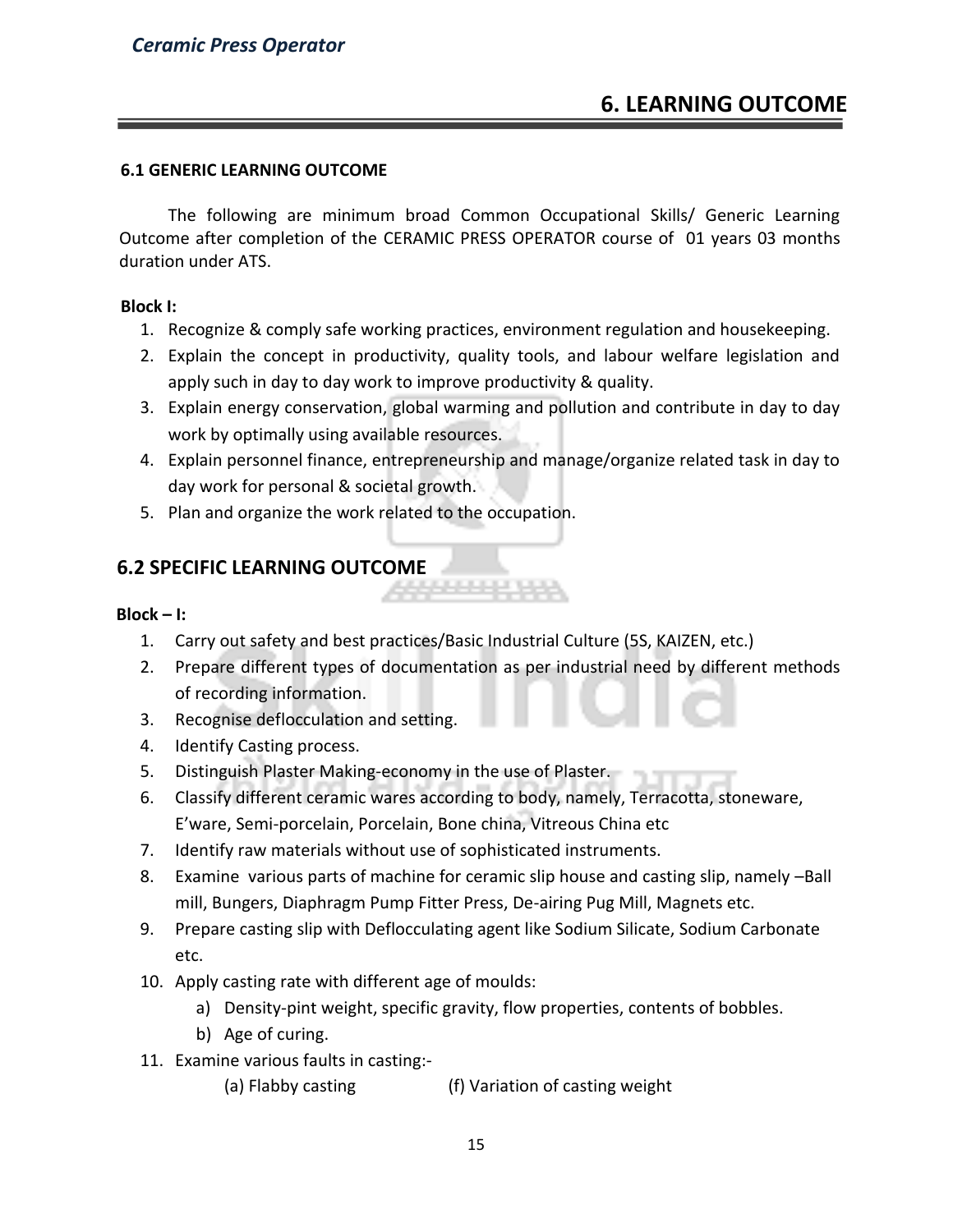## 6. LEARNING OUTCOME

### 6.1 GENERIC LEARNING OUTCOME

The following are minimum broad Common Occupational Skills/ Generic Learning Outcome after completion of the CERAMIC PRESS OPERATOR course of 01 years 03 months duration under ATS.

**Block I:**

1. Recognize & comply safe working practices, environment regulation and housekeeping.
2. Explain the concept in productivity, quality tools, and labour welfare legislation and apply such in day to day work to improve productivity & quality.
3. Explain energy conservation, global warming and pollution and contribute in day to day work by optimally using available resources.
4. Explain personnel finance, entrepreneurship and manage/organize related task in day to day work for personal & societal growth.
5. Plan and organize the work related to the occupation.

### 6.2 SPECIFIC LEARNING OUTCOME

**Block – I:**

1. Carry out safety and best practices/Basic Industrial Culture (5S, KAIZEN, etc.)
2. Prepare different types of documentation as per industrial need by different methods of recording information.
3. Recognise deflocculation and setting.
4. Identify Casting process.
5. Distinguish Plaster Making-economy in the use of Plaster.
6. Classify different ceramic wares according to body, namely, Terracotta, stoneware, E'ware, Semi-porcelain, Porcelain, Bone china, Vitreous China etc
7. Identify raw materials without use of sophisticated instruments.
8. Examine various parts of machine for ceramic slip house and casting slip, namely –Ball mill, Bungers, Diaphragm Pump Fitter Press, De-airing Pug Mill, Magnets etc.
9. Prepare casting slip with Deflocculating agent like Sodium Silicate, Sodium Carbonate etc.
10. Apply casting rate with different age of moulds:
    a) Density-pint weight, specific gravity, flow properties, contents of bobbles.
    b) Age of curing.
11. Examine various faults in casting:-
    (a) Flabby casting
    (f) Variation of casting weight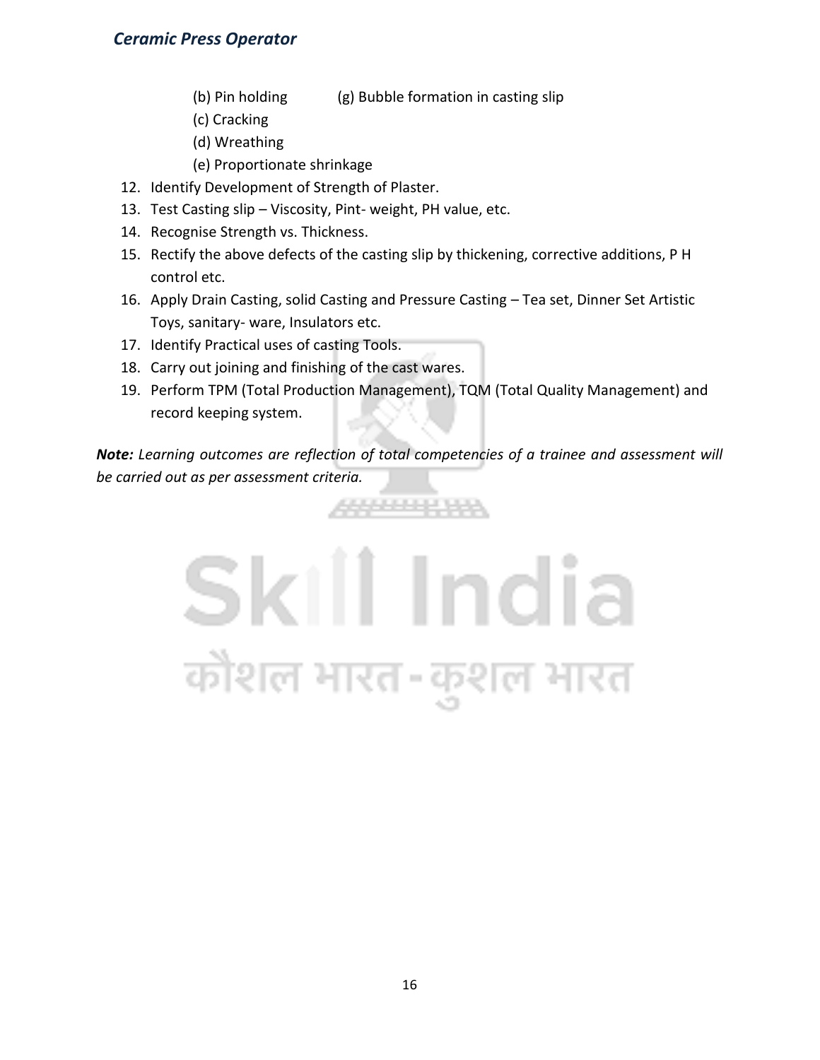(b) Pin holding
(c) Cracking
(d) Wreathing
(e) Proportionate shrinkage
(g) Bubble formation in casting slip

12. Identify Development of Strength of Plaster.
13. Test Casting slip – Viscosity, Pint- weight, PH value, etc.
14. Recognise Strength vs. Thickness.
15. Rectify the above defects of the casting slip by thickening, corrective additions, P H control etc.
16. Apply Drain Casting, solid Casting and Pressure Casting – Tea set, Dinner Set Artistic Toys, sanitary- ware, Insulators etc.
17. Identify Practical uses of casting Tools.
18. Carry out joining and finishing of the cast wares.
19. Perform TPM (Total Production Management), TQM (Total Quality Management) and record keeping system.

***Note:*** *Learning outcomes are reflection of total competencies of a trainee and assessment will be carried out as per assessment criteria.*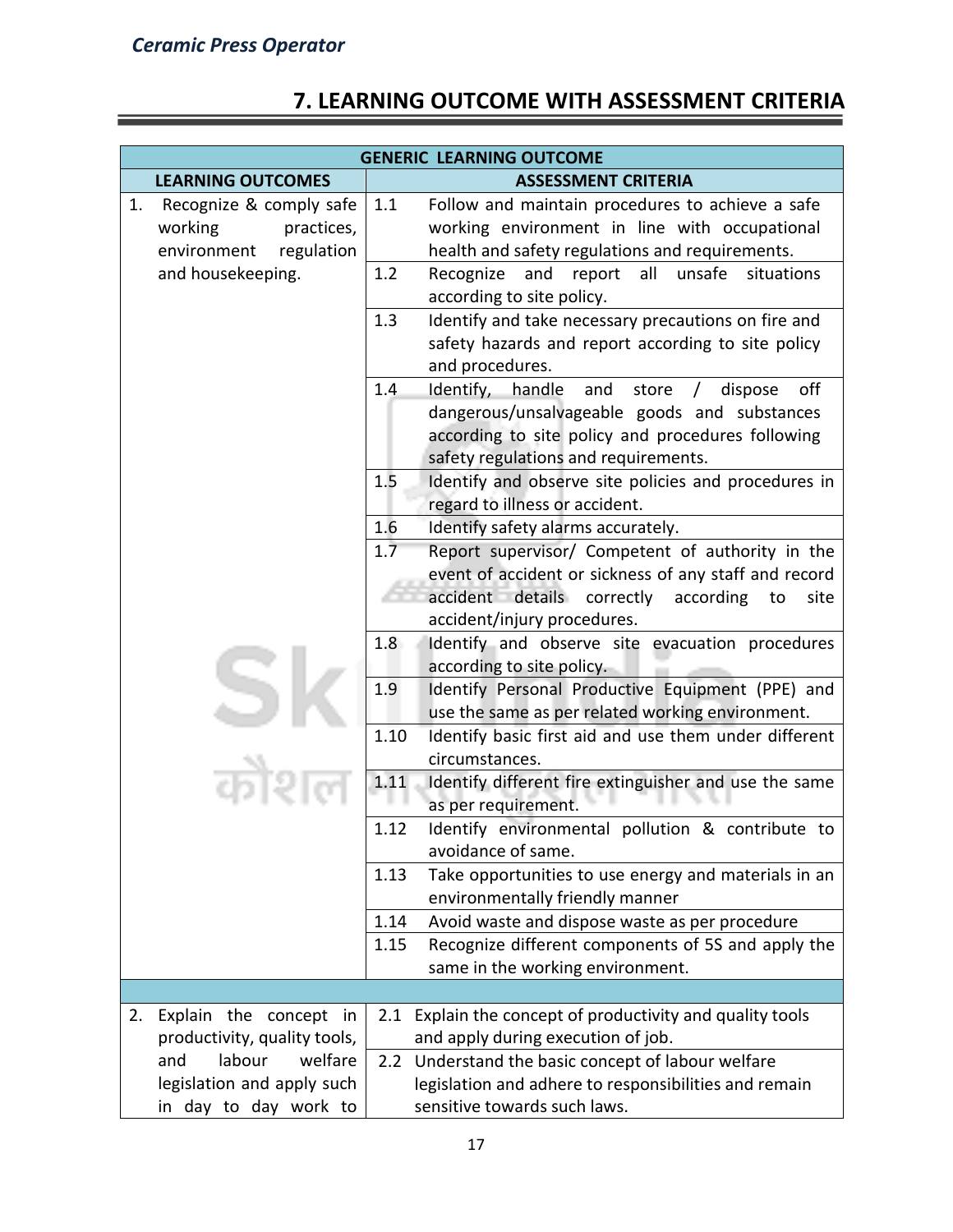# 7. LEARNING OUTCOME WITH ASSESSMENT CRITERIA

| GENERIC LEARNING OUTCOME | | |
|---|---|---|
| **LEARNING OUTCOMES** | **ASSESSMENT CRITERIA** | |
| 1. Recognize & comply safe working practices, environment regulation and housekeeping. | 1.1 | Follow and maintain procedures to achieve a safe working environment in line with occupational health and safety regulations and requirements. |
| | 1.2 | Recognize and report all unsafe situations according to site policy. |
| | 1.3 | Identify and take necessary precautions on fire and safety hazards and report according to site policy and procedures. |
| | 1.4 | Identify, handle and store / dispose off dangerous/unsalvageable goods and substances according to site policy and procedures following safety regulations and requirements. |
| | 1.5 | Identify and observe site policies and procedures in regard to illness or accident. |
| | 1.6 | Identify safety alarms accurately. |
| | 1.7 | Report supervisor/ Competent of authority in the event of accident or sickness of any staff and record accident details correctly according to site accident/injury procedures. |
| | 1.8 | Identify and observe site evacuation procedures according to site policy. |
| | 1.9 | Identify Personal Productive Equipment (PPE) and use the same as per related working environment. |
| | 1.10 | Identify basic first aid and use them under different circumstances. |
| | 1.11 | Identify different fire extinguisher and use the same as per requirement. |
| | 1.12 | Identify environmental pollution & contribute to avoidance of same. |
| | 1.13 | Take opportunities to use energy and materials in an environmentally friendly manner |
| | 1.14 | Avoid waste and dispose waste as per procedure |
| | 1.15 | Recognize different components of 5S and apply the same in the working environment. |
| | | |
| 2. Explain the concept in productivity, quality tools, and labour welfare legislation and apply such in day to day work to | 2.1 | Explain the concept of productivity and quality tools and apply during execution of job. |
| | 2.2 | Understand the basic concept of labour welfare legislation and adhere to responsibilities and remain sensitive towards such laws. |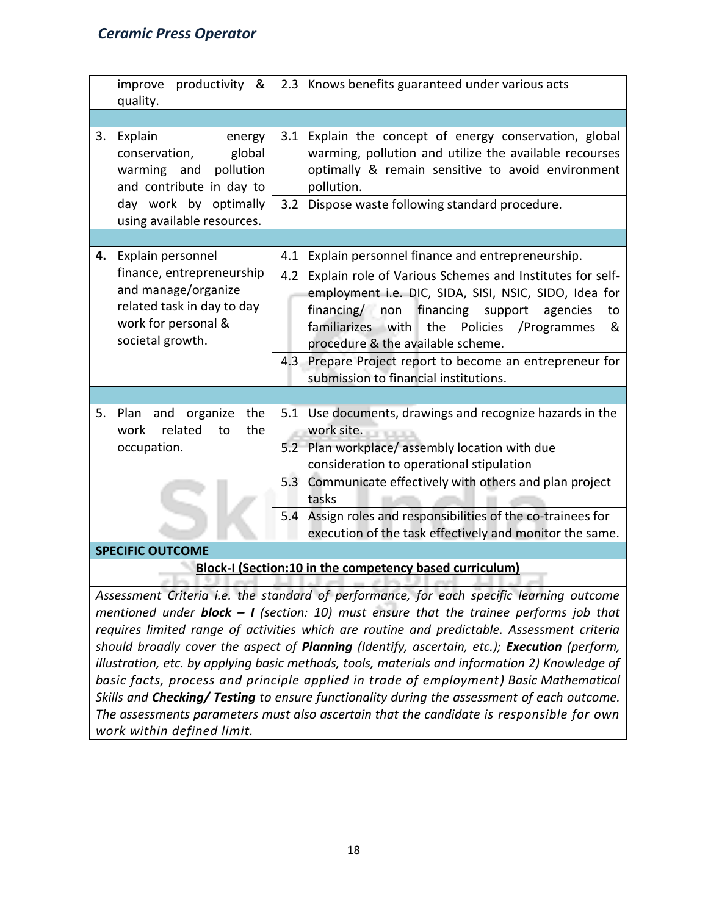| | |
|---|---|
| improve productivity & quality. | 2.3 Knows benefits guaranteed under various acts |
| | |
| 3. Explain energy conservation, global warming and pollution and contribute in day to day work by optimally using available resources. | 3.1 Explain the concept of energy conservation, global warming, pollution and utilize the available recourses optimally & remain sensitive to avoid environment pollution. |
| | 3.2 Dispose waste following standard procedure. |
| | |
| **4.** Explain personnel finance, entrepreneurship and manage/organize related task in day to day work for personal & societal growth. | 4.1 Explain personnel finance and entrepreneurship. |
| | 4.2 Explain role of Various Schemes and Institutes for self-employment i.e. DIC, SIDA, SISI, NSIC, SIDO, Idea for financing/ non financing support agencies to familiarizes with the Policies /Programmes & procedure & the available scheme. |
| | 4.3 Prepare Project report to become an entrepreneur for submission to financial institutions. |
| | |
| 5. Plan and organize the work related to the occupation. | 5.1 Use documents, drawings and recognize hazards in the work site. |
| | 5.2 Plan workplace/ assembly location with due consideration to operational stipulation |
| | 5.3 Communicate effectively with others and plan project tasks |
| | 5.4 Assign roles and responsibilities of the co-trainees for execution of the task effectively and monitor the same. |

**SPECIFIC OUTCOME**

**Block-I (Section:10 in the competency based curriculum)**

*Assessment Criteria i.e. the standard of performance, for each specific learning outcome mentioned under **block – I** (section: 10) must ensure that the trainee performs job that requires limited range of activities which are routine and predictable. Assessment criteria should broadly cover the aspect of **Planning** (Identify, ascertain, etc.); **Execution** (perform, illustration, etc. by applying basic methods, tools, materials and information 2) Knowledge of basic facts, process and principle applied in trade of employment) Basic Mathematical Skills and **Checking/ Testing** to ensure functionality during the assessment of each outcome. The assessments parameters must also ascertain that the candidate is responsible for own work within defined limit.*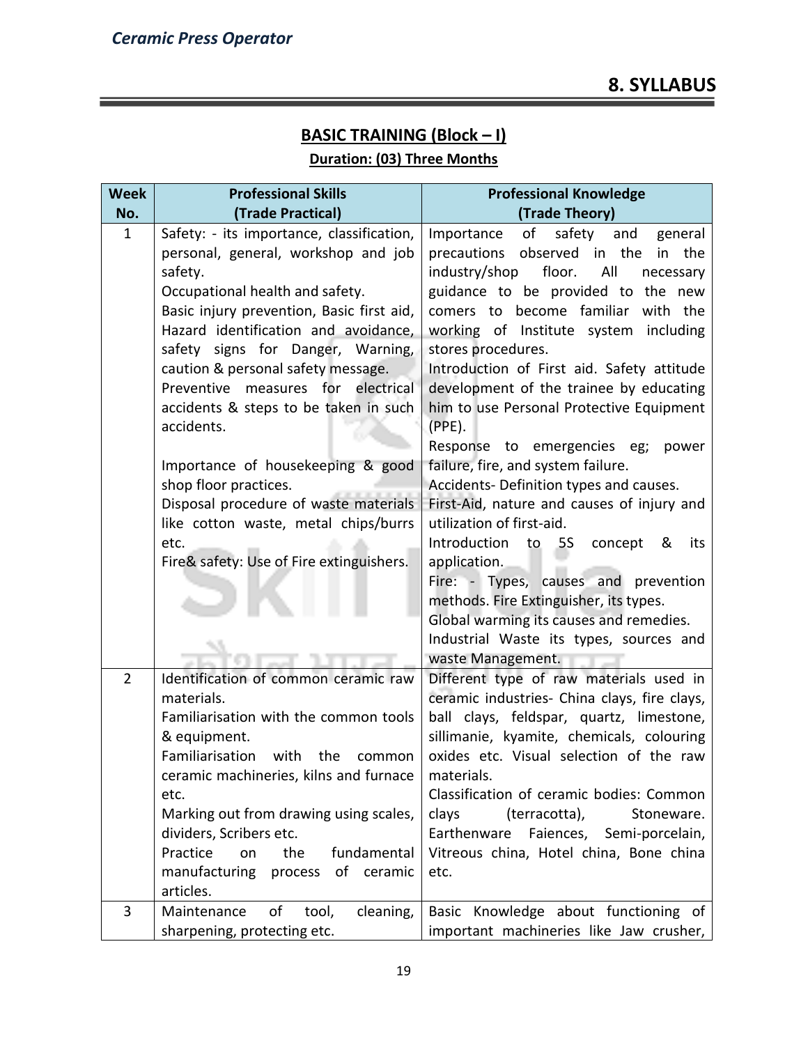## 8. SYLLABUS

### BASIC TRAINING (Block – I)

**Duration: (03) Three Months**

| Week No. | Professional Skills (Trade Practical) | Professional Knowledge (Trade Theory) |
|---|---|---|
| 1 | Safety: - its importance, classification, personal, general, workshop and job safety.<br>Occupational health and safety.<br>Basic injury prevention, Basic first aid, Hazard identification and avoidance, safety signs for Danger, Warning, caution & personal safety message.<br>Preventive measures for electrical accidents & steps to be taken in such accidents.<br><br>Importance of housekeeping & good shop floor practices.<br>Disposal procedure of waste materials like cotton waste, metal chips/burrs etc.<br>Fire& safety: Use of Fire extinguishers. | Importance of safety and general precautions observed in the in the industry/shop floor. All necessary guidance to be provided to the new comers to become familiar with the working of Institute system including stores procedures.<br>Introduction of First aid. Safety attitude development of the trainee by educating him to use Personal Protective Equipment (PPE).<br>Response to emergencies eg; power failure, fire, and system failure.<br>Accidents- Definition types and causes.<br>First-Aid, nature and causes of injury and utilization of first-aid.<br>Introduction to 5S concept & its application.<br>Fire: - Types, causes and prevention methods. Fire Extinguisher, its types.<br>Global warming its causes and remedies.<br>Industrial Waste its types, sources and waste Management. |
| 2 | Identification of common ceramic raw materials.<br>Familiarisation with the common tools & equipment.<br>Familiarisation with the common ceramic machineries, kilns and furnace etc.<br>Marking out from drawing using scales, dividers, Scribers etc.<br>Practice on the fundamental manufacturing process of ceramic articles. | Different type of raw materials used in ceramic industries- China clays, fire clays, ball clays, feldspar, quartz, limestone, sillimanie, kyamite, chemicals, colouring oxides etc. Visual selection of the raw materials.<br>Classification of ceramic bodies: Common clays (terracotta), Stoneware. Earthenware Faiences, Semi-porcelain, Vitreous china, Hotel china, Bone china etc. |
| 3 | Maintenance of tool, cleaning, sharpening, protecting etc. | Basic Knowledge about functioning of important machineries like Jaw crusher, |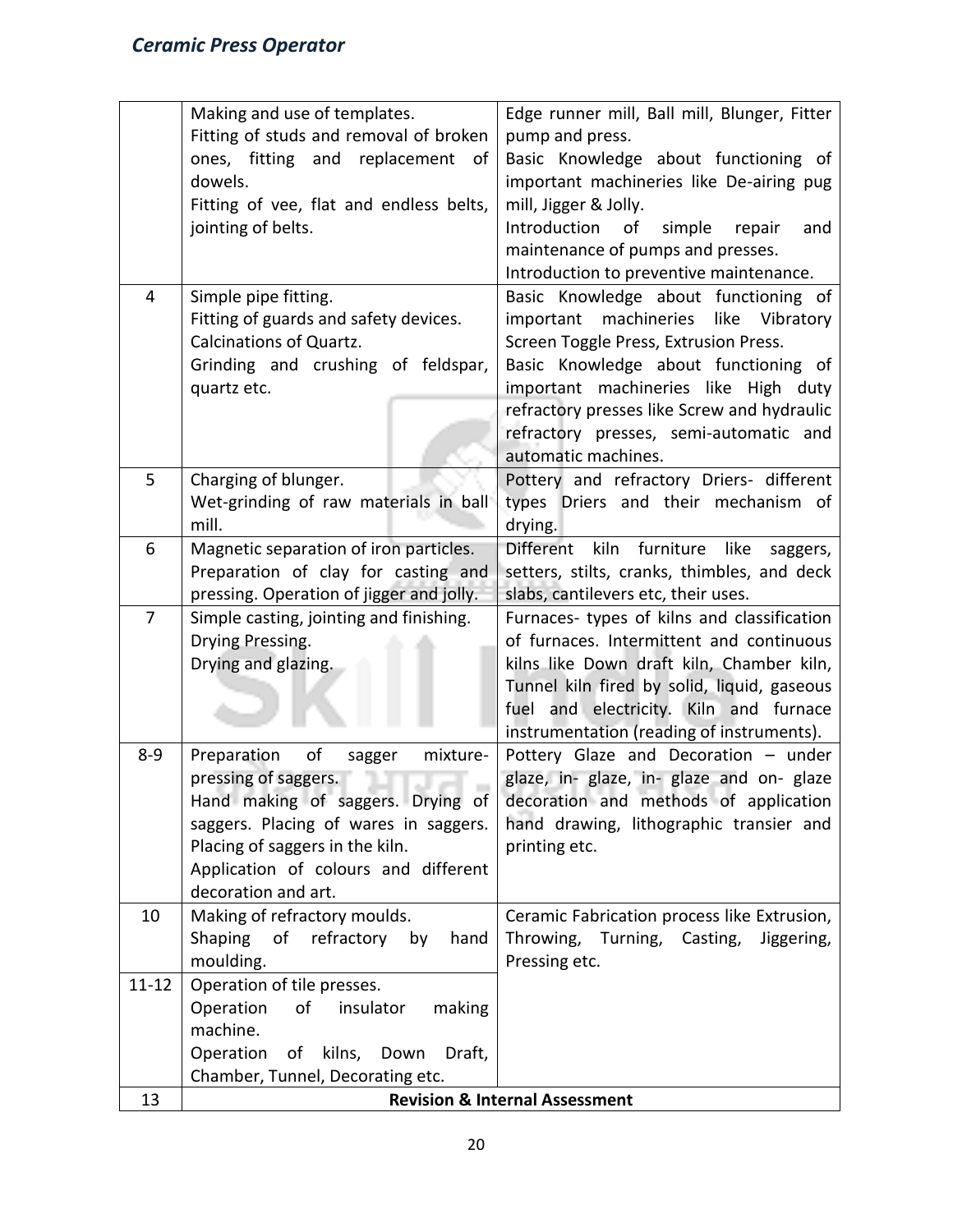| | | |
|---|---|---|
| | Making and use of templates.<br>Fitting of studs and removal of broken ones, fitting and replacement of dowels.<br>Fitting of vee, flat and endless belts, jointing of belts. | Edge runner mill, Ball mill, Blunger, Fitter pump and press.<br>Basic Knowledge about functioning of important machineries like De-airing pug mill, Jigger & Jolly.<br>Introduction of simple repair and maintenance of pumps and presses.<br>Introduction to preventive maintenance. |
| 4 | Simple pipe fitting.<br>Fitting of guards and safety devices.<br>Calcinations of Quartz.<br>Grinding and crushing of feldspar, quartz etc. | Basic Knowledge about functioning of important machineries like Vibratory Screen Toggle Press, Extrusion Press.<br>Basic Knowledge about functioning of important machineries like High duty refractory presses like Screw and hydraulic refractory presses, semi-automatic and automatic machines. |
| 5 | Charging of blunger.<br>Wet-grinding of raw materials in ball mill. | Pottery and refractory Driers- different types Driers and their mechanism of drying. |
| 6 | Magnetic separation of iron particles.<br>Preparation of clay for casting and pressing. Operation of jigger and jolly. | Different kiln furniture like saggers, setters, stilts, cranks, thimbles, and deck slabs, cantilevers etc, their uses. |
| 7 | Simple casting, jointing and finishing.<br>Drying Pressing.<br>Drying and glazing. | Furnaces- types of kilns and classification of furnaces. Intermittent and continuous kilns like Down draft kiln, Chamber kiln, Tunnel kiln fired by solid, liquid, gaseous fuel and electricity. Kiln and furnace instrumentation (reading of instruments). |
| 8-9 | Preparation of sagger mixture-pressing of saggers.<br>Hand making of saggers. Drying of saggers. Placing of wares in saggers. Placing of saggers in the kiln.<br>Application of colours and different decoration and art. | Pottery Glaze and Decoration – under glaze, in- glaze, in- glaze and on- glaze decoration and methods of application hand drawing, lithographic transier and printing etc. |
| 10 | Making of refractory moulds.<br>Shaping of refractory by hand moulding. | Ceramic Fabrication process like Extrusion, Throwing, Turning, Casting, Jiggering, Pressing etc. |
| 11-12 | Operation of tile presses.<br>Operation of insulator making machine.<br>Operation of kilns, Down Draft, Chamber, Tunnel, Decorating etc. | |
| 13 | **Revision & Internal Assessment** | |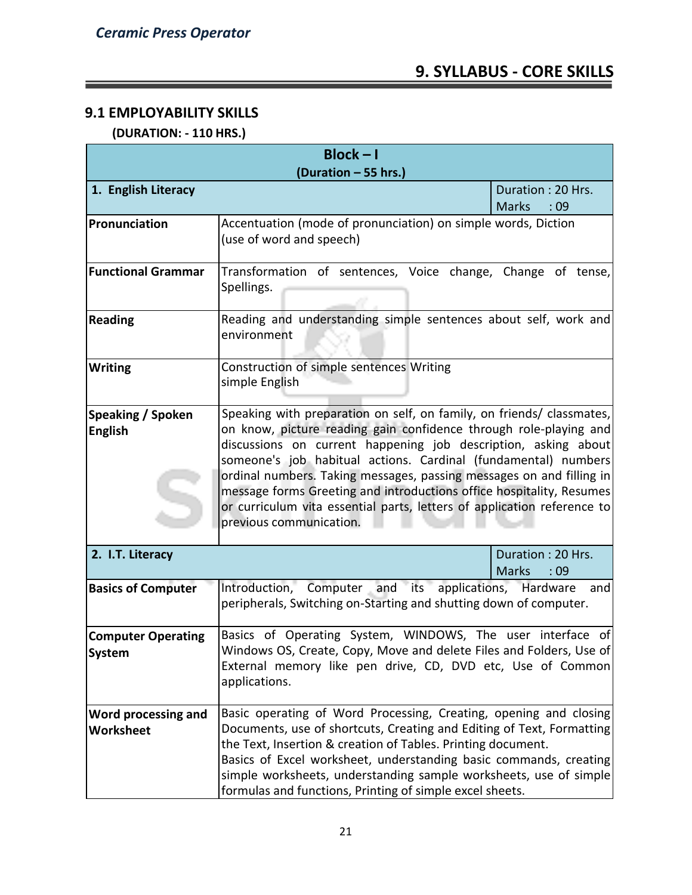## 9. SYLLABUS - CORE SKILLS

### 9.1 EMPLOYABILITY SKILLS

**(DURATION: - 110 HRS.)**

| **Block – I (Duration – 55 hrs.)** | | |
|---|---|---|
| **1. English Literacy** | | Duration : 20 Hrs. Marks : 09 |
| **Pronunciation** | Accentuation (mode of pronunciation) on simple words, Diction (use of word and speech) | |
| **Functional Grammar** | Transformation of sentences, Voice change, Change of tense, Spellings. | |
| **Reading** | Reading and understanding simple sentences about self, work and environment | |
| **Writing** | Construction of simple sentences Writing simple English | |
| **Speaking / Spoken English** | Speaking with preparation on self, on family, on friends/ classmates, on know, picture reading gain confidence through role-playing and discussions on current happening job description, asking about someone's job habitual actions. Cardinal (fundamental) numbers ordinal numbers. Taking messages, passing messages on and filling in message forms Greeting and introductions office hospitality, Resumes or curriculum vita essential parts, letters of application reference to previous communication. | |
| **2. I.T. Literacy** | | Duration : 20 Hrs. Marks : 09 |
| **Basics of Computer** | Introduction, Computer and its applications, Hardware and peripherals, Switching on-Starting and shutting down of computer. | |
| **Computer Operating System** | Basics of Operating System, WINDOWS, The user interface of Windows OS, Create, Copy, Move and delete Files and Folders, Use of External memory like pen drive, CD, DVD etc, Use of Common applications. | |
| **Word processing and Worksheet** | Basic operating of Word Processing, Creating, opening and closing Documents, use of shortcuts, Creating and Editing of Text, Formatting the Text, Insertion & creation of Tables. Printing document. Basics of Excel worksheet, understanding basic commands, creating simple worksheets, understanding sample worksheets, use of simple formulas and functions, Printing of simple excel sheets. | |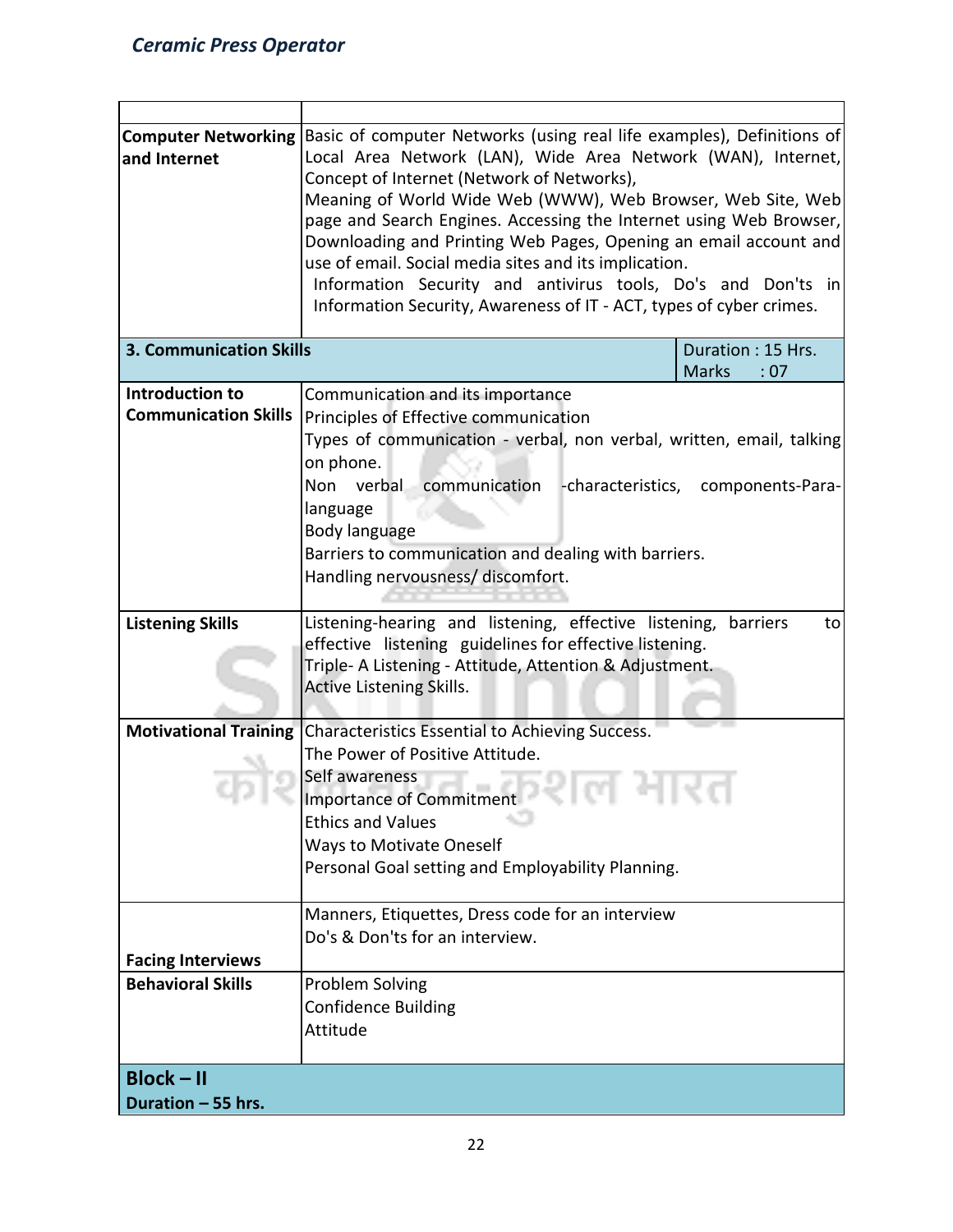| | |
|---|---|
| **Computer Networking and Internet** | Basic of computer Networks (using real life examples), Definitions of Local Area Network (LAN), Wide Area Network (WAN), Internet, Concept of Internet (Network of Networks),<br>Meaning of World Wide Web (WWW), Web Browser, Web Site, Web page and Search Engines. Accessing the Internet using Web Browser, Downloading and Printing Web Pages, Opening an email account and use of email. Social media sites and its implication.<br>Information Security and antivirus tools, Do's and Don'ts in Information Security, Awareness of IT - ACT, types of cyber crimes. |
| **3. Communication Skills** | Duration : 15 Hrs.<br>Marks : 07 |
| **Introduction to Communication Skills** | Communication and its importance<br>Principles of Effective communication<br>Types of communication - verbal, non verbal, written, email, talking on phone.<br>Non verbal communication -characteristics, components-Para-language<br>Body language<br>Barriers to communication and dealing with barriers.<br>Handling nervousness/ discomfort. |
| **Listening Skills** | Listening-hearing and listening, effective listening, barriers to effective listening guidelines for effective listening.<br>Triple- A Listening - Attitude, Attention & Adjustment.<br>Active Listening Skills. |
| **Motivational Training** | Characteristics Essential to Achieving Success.<br>The Power of Positive Attitude.<br>Self awareness<br>Importance of Commitment<br>Ethics and Values<br>Ways to Motivate Oneself<br>Personal Goal setting and Employability Planning. |
| **Facing Interviews** | Manners, Etiquettes, Dress code for an interview<br>Do's & Don'ts for an interview. |
| **Behavioral Skills** | Problem Solving<br>Confidence Building<br>Attitude |
| **Block – II**<br>**Duration – 55 hrs.** | |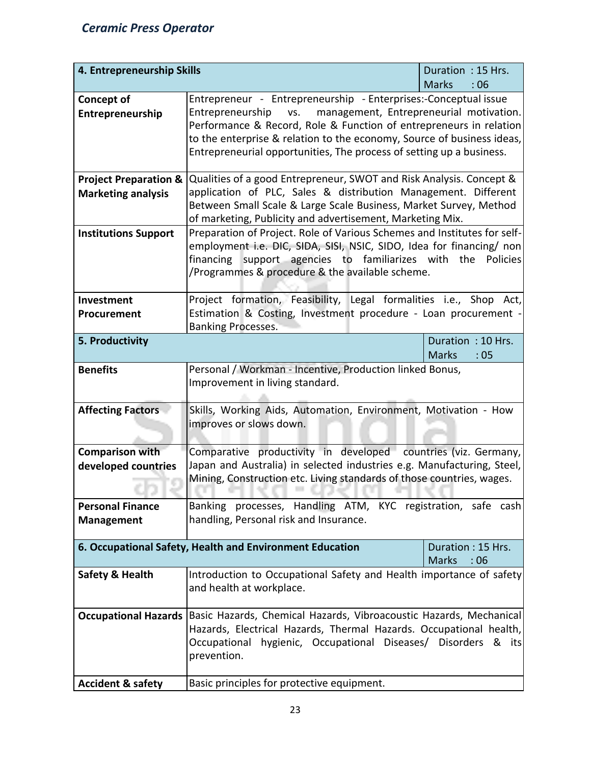| 4. Entrepreneurship Skills | | Duration : 15 Hrs. Marks : 06 |
|---|---|---|
| **Concept of Entrepreneurship** | Entrepreneur - Entrepreneurship - Enterprises:-Conceptual issue Entrepreneurship vs. management, Entrepreneurial motivation. Performance & Record, Role & Function of entrepreneurs in relation to the enterprise & relation to the economy, Source of business ideas, Entrepreneurial opportunities, The process of setting up a business. | |
| **Project Preparation & Marketing analysis** | Qualities of a good Entrepreneur, SWOT and Risk Analysis. Concept & application of PLC, Sales & distribution Management. Different Between Small Scale & Large Scale Business, Market Survey, Method of marketing, Publicity and advertisement, Marketing Mix. | |
| **Institutions Support** | Preparation of Project. Role of Various Schemes and Institutes for self-employment i.e. DIC, SIDA, SISI, NSIC, SIDO, Idea for financing/ non financing support agencies to familiarizes with the Policies /Programmes & procedure & the available scheme. | |
| **Investment Procurement** | Project formation, Feasibility, Legal formalities i.e., Shop Act, Estimation & Costing, Investment procedure - Loan procurement - Banking Processes. | |
| **5. Productivity** | | Duration : 10 Hrs. Marks : 05 |
| **Benefits** | Personal / Workman - Incentive, Production linked Bonus, Improvement in living standard. | |
| **Affecting Factors** | Skills, Working Aids, Automation, Environment, Motivation - How improves or slows down. | |
| **Comparison with developed countries** | Comparative productivity in developed countries (viz. Germany, Japan and Australia) in selected industries e.g. Manufacturing, Steel, Mining, Construction etc. Living standards of those countries, wages. | |
| **Personal Finance Management** | Banking processes, Handling ATM, KYC registration, safe cash handling, Personal risk and Insurance. | |
| **6. Occupational Safety, Health and Environment Education** | | Duration : 15 Hrs. Marks : 06 |
| **Safety & Health** | Introduction to Occupational Safety and Health importance of safety and health at workplace. | |
| **Occupational Hazards** | Basic Hazards, Chemical Hazards, Vibroacoustic Hazards, Mechanical Hazards, Electrical Hazards, Thermal Hazards. Occupational health, Occupational hygienic, Occupational Diseases/ Disorders & its prevention. | |
| **Accident & safety** | Basic principles for protective equipment. | |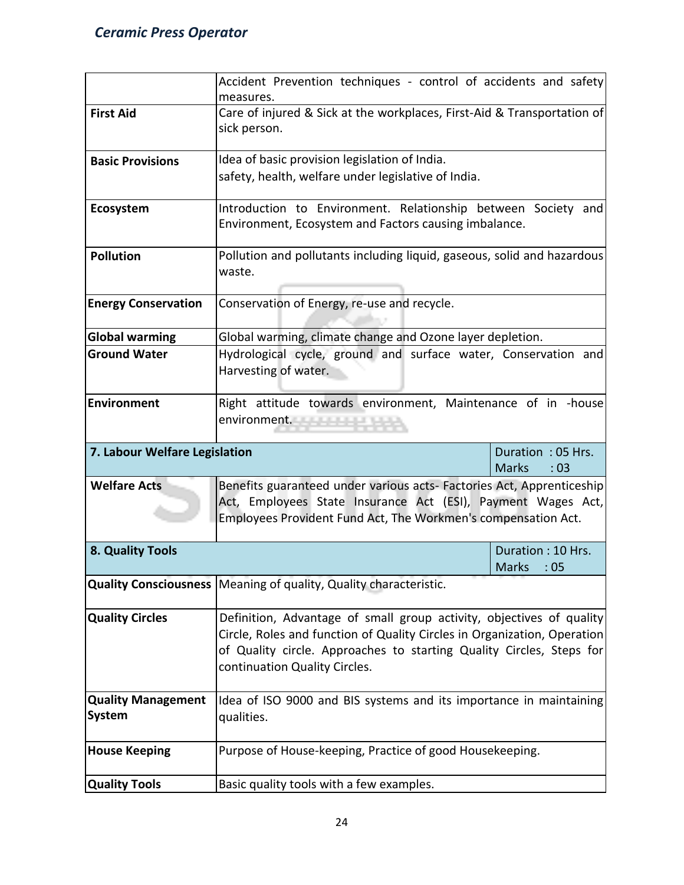| | | |
|---|---|---|
| | Accident Prevention techniques - control of accidents and safety measures. | |
| **First Aid** | Care of injured & Sick at the workplaces, First-Aid & Transportation of sick person. | |
| **Basic Provisions** | Idea of basic provision legislation of India.<br>safety, health, welfare under legislative of India. | |
| **Ecosystem** | Introduction to Environment. Relationship between Society and Environment, Ecosystem and Factors causing imbalance. | |
| **Pollution** | Pollution and pollutants including liquid, gaseous, solid and hazardous waste. | |
| **Energy Conservation** | Conservation of Energy, re-use and recycle. | |
| **Global warming** | Global warming, climate change and Ozone layer depletion. | |
| **Ground Water** | Hydrological cycle, ground and surface water, Conservation and Harvesting of water. | |
| **Environment** | Right attitude towards environment, Maintenance of in -house environment. | |
| **7. Labour Welfare Legislation** | | Duration : 05 Hrs.<br>Marks : 03 |
| **Welfare Acts** | Benefits guaranteed under various acts- Factories Act, Apprenticeship Act, Employees State Insurance Act (ESI), Payment Wages Act, Employees Provident Fund Act, The Workmen's compensation Act. | |
| **8. Quality Tools** | | Duration : 10 Hrs.<br>Marks : 05 |
| **Quality Consciousness** | Meaning of quality, Quality characteristic. | |
| **Quality Circles** | Definition, Advantage of small group activity, objectives of quality Circle, Roles and function of Quality Circles in Organization, Operation of Quality circle. Approaches to starting Quality Circles, Steps for continuation Quality Circles. | |
| **Quality Management System** | Idea of ISO 9000 and BIS systems and its importance in maintaining qualities. | |
| **House Keeping** | Purpose of House-keeping, Practice of good Housekeeping. | |
| **Quality Tools** | Basic quality tools with a few examples. | |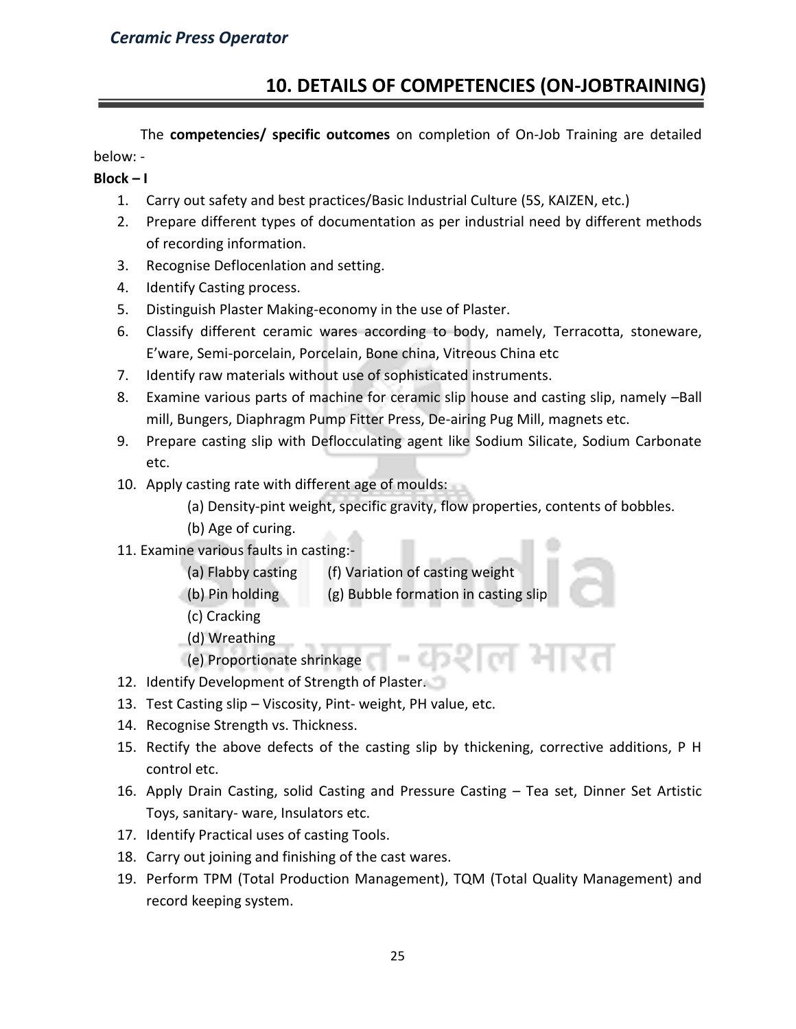## 10. DETAILS OF COMPETENCIES (ON-JOBTRAINING)

The **competencies/ specific outcomes** on completion of On-Job Training are detailed below: -

**Block – I**

1. Carry out safety and best practices/Basic Industrial Culture (5S, KAIZEN, etc.)
2. Prepare different types of documentation as per industrial need by different methods of recording information.
3. Recognise Deflocenlation and setting.
4. Identify Casting process.
5. Distinguish Plaster Making-economy in the use of Plaster.
6. Classify different ceramic wares according to body, namely, Terracotta, stoneware, E'ware, Semi-porcelain, Porcelain, Bone china, Vitreous China etc
7. Identify raw materials without use of sophisticated instruments.
8. Examine various parts of machine for ceramic slip house and casting slip, namely –Ball mill, Bungers, Diaphragm Pump Fitter Press, De-airing Pug Mill, magnets etc.
9. Prepare casting slip with Deflocculating agent like Sodium Silicate, Sodium Carbonate etc.
10. Apply casting rate with different age of moulds:
    - (a) Density-pint weight, specific gravity, flow properties, contents of bobbles.
    - (b) Age of curing.
11. Examine various faults in casting:-
    - (a) Flabby casting
    - (b) Pin holding
    - (c) Cracking
    - (d) Wreathing
    - (e) Proportionate shrinkage
    - (f) Variation of casting weight
    - (g) Bubble formation in casting slip
12. Identify Development of Strength of Plaster.
13. Test Casting slip – Viscosity, Pint- weight, PH value, etc.
14. Recognise Strength vs. Thickness.
15. Rectify the above defects of the casting slip by thickening, corrective additions, P H control etc.
16. Apply Drain Casting, solid Casting and Pressure Casting – Tea set, Dinner Set Artistic Toys, sanitary- ware, Insulators etc.
17. Identify Practical uses of casting Tools.
18. Carry out joining and finishing of the cast wares.
19. Perform TPM (Total Production Management), TQM (Total Quality Management) and record keeping system.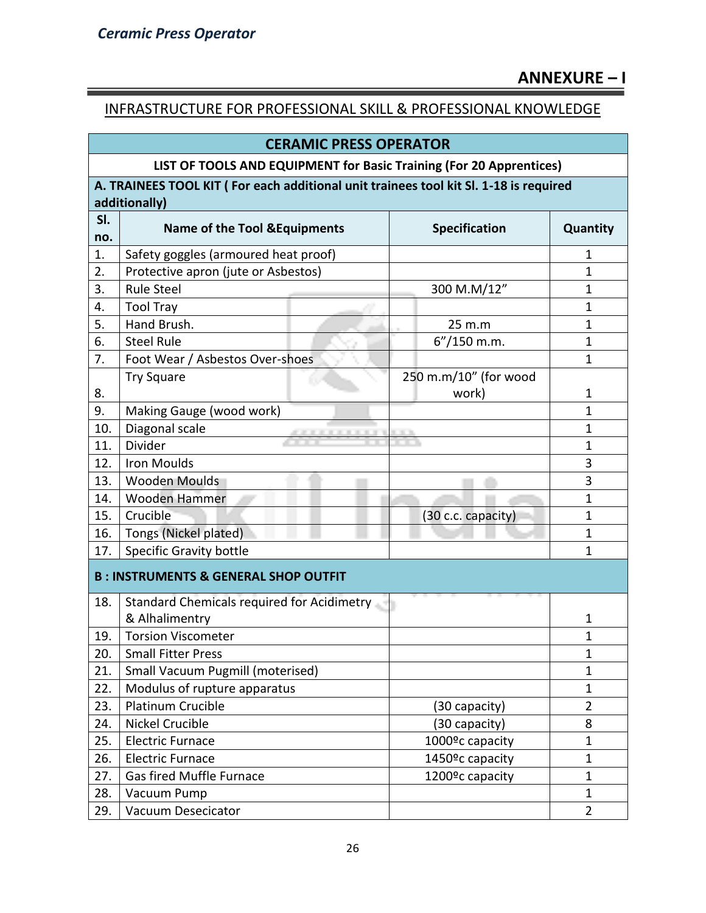## ANNEXURE – I

INFRASTRUCTURE FOR PROFESSIONAL SKILL & PROFESSIONAL KNOWLEDGE

| CERAMIC PRESS OPERATOR | | | |
|---|---|---|---|
| **LIST OF TOOLS AND EQUIPMENT for Basic Training (For 20 Apprentices)** | | | |
| **A. TRAINEES TOOL KIT ( For each additional unit trainees tool kit Sl. 1-18 is required additionally)** | | | |
| **Sl. no.** | **Name of the Tool &Equipments** | **Specification** | **Quantity** |
| 1. | Safety goggles (armoured heat proof) | | 1 |
| 2. | Protective apron (jute or Asbestos) | | 1 |
| 3. | Rule Steel | 300 M.M/12" | 1 |
| 4. | Tool Tray | | 1 |
| 5. | Hand Brush. | 25 m.m | 1 |
| 6. | Steel Rule | 6"/150 m.m. | 1 |
| 7. | Foot Wear / Asbestos Over-shoes | | 1 |
| 8. | Try Square | 250 m.m/10" (for wood work) | 1 |
| 9. | Making Gauge (wood work) | | 1 |
| 10. | Diagonal scale | | 1 |
| 11. | Divider | | 1 |
| 12. | Iron Moulds | | 3 |
| 13. | Wooden Moulds | | 3 |
| 14. | Wooden Hammer | | 1 |
| 15. | Crucible | (30 c.c. capacity) | 1 |
| 16. | Tongs (Nickel plated) | | 1 |
| 17. | Specific Gravity bottle | | 1 |
| **B : INSTRUMENTS & GENERAL SHOP OUTFIT** | | | |
| 18. | Standard Chemicals required for Acidimetry & Alhalimentry | | 1 |
| 19. | Torsion Viscometer | | 1 |
| 20. | Small Fitter Press | | 1 |
| 21. | Small Vacuum Pugmill (moterised) | | 1 |
| 22. | Modulus of rupture apparatus | | 1 |
| 23. | Platinum Crucible | (30 capacity) | 2 |
| 24. | Nickel Crucible | (30 capacity) | 8 |
| 25. | Electric Furnace | 1000ºc capacity | 1 |
| 26. | Electric Furnace | 1450ºc capacity | 1 |
| 27. | Gas fired Muffle Furnace | 1200ºc capacity | 1 |
| 28. | Vacuum Pump | | 1 |
| 29. | Vacuum Desecicator | | 2 |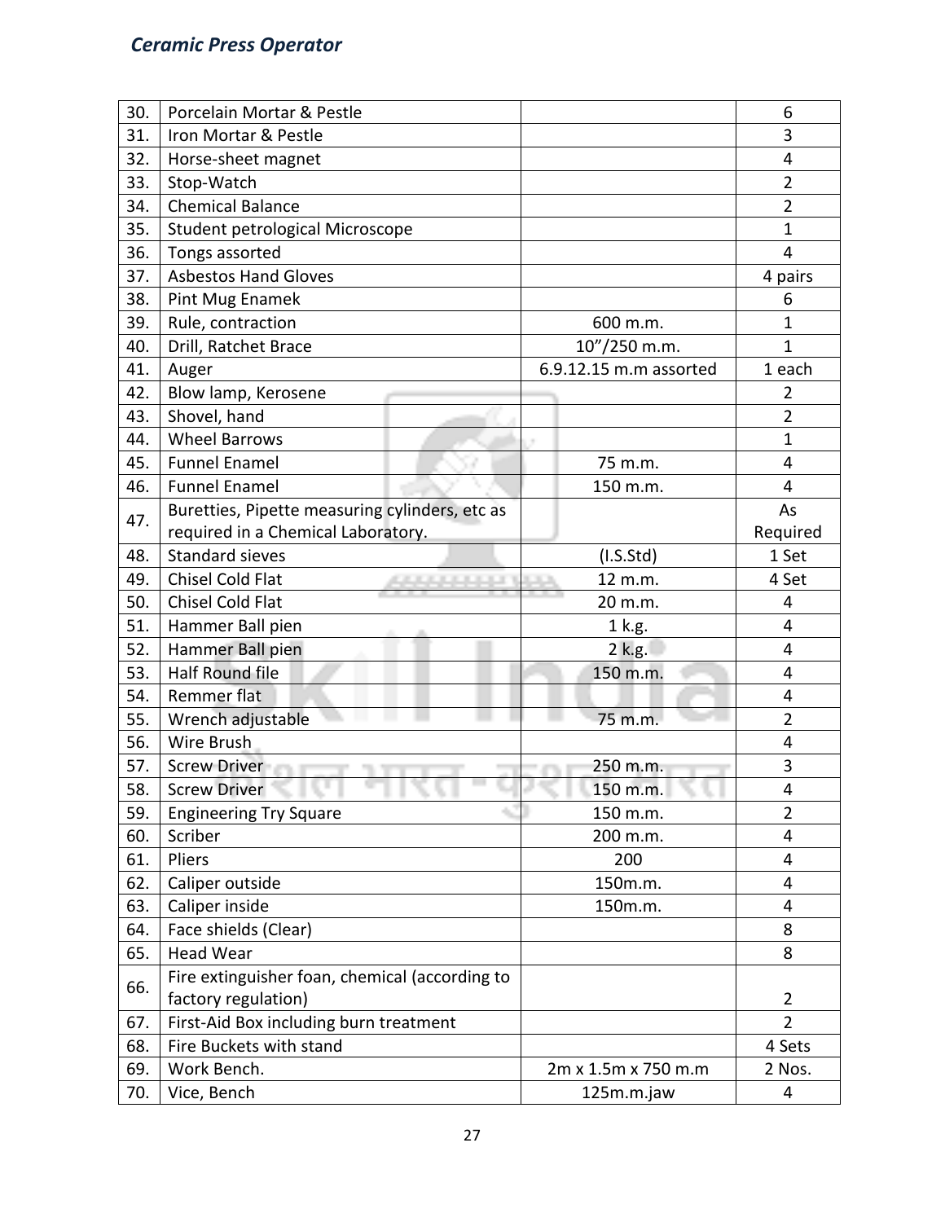| 30. | Porcelain Mortar & Pestle | | 6 |
|---|---|---|---|
| 31. | Iron Mortar & Pestle | | 3 |
| 32. | Horse-sheet magnet | | 4 |
| 33. | Stop-Watch | | 2 |
| 34. | Chemical Balance | | 2 |
| 35. | Student petrological Microscope | | 1 |
| 36. | Tongs assorted | | 4 |
| 37. | Asbestos Hand Gloves | | 4 pairs |
| 38. | Pint Mug Enamek | | 6 |
| 39. | Rule, contraction | 600 m.m. | 1 |
| 40. | Drill, Ratchet Brace | 10"/250 m.m. | 1 |
| 41. | Auger | 6.9.12.15 m.m assorted | 1 each |
| 42. | Blow lamp, Kerosene | | 2 |
| 43. | Shovel, hand | | 2 |
| 44. | Wheel Barrows | | 1 |
| 45. | Funnel Enamel | 75 m.m. | 4 |
| 46. | Funnel Enamel | 150 m.m. | 4 |
| 47. | Buretties, Pipette measuring cylinders, etc as required in a Chemical Laboratory. | | As Required |
| 48. | Standard sieves | (I.S.Std) | 1 Set |
| 49. | Chisel Cold Flat | 12 m.m. | 4 Set |
| 50. | Chisel Cold Flat | 20 m.m. | 4 |
| 51. | Hammer Ball pien | 1 k.g. | 4 |
| 52. | Hammer Ball pien | 2 k.g. | 4 |
| 53. | Half Round file | 150 m.m. | 4 |
| 54. | Remmer flat | | 4 |
| 55. | Wrench adjustable | 75 m.m. | 2 |
| 56. | Wire Brush | | 4 |
| 57. | Screw Driver | 250 m.m. | 3 |
| 58. | Screw Driver | 150 m.m. | 4 |
| 59. | Engineering Try Square | 150 m.m. | 2 |
| 60. | Scriber | 200 m.m. | 4 |
| 61. | Pliers | 200 | 4 |
| 62. | Caliper outside | 150m.m. | 4 |
| 63. | Caliper inside | 150m.m. | 4 |
| 64. | Face shields (Clear) | | 8 |
| 65. | Head Wear | | 8 |
| 66. | Fire extinguisher foan, chemical (according to factory regulation) | | 2 |
| 67. | First-Aid Box including burn treatment | | 2 |
| 68. | Fire Buckets with stand | | 4 Sets |
| 69. | Work Bench. | 2m x 1.5m x 750 m.m | 2 Nos. |
| 70. | Vice, Bench | 125m.m.jaw | 4 |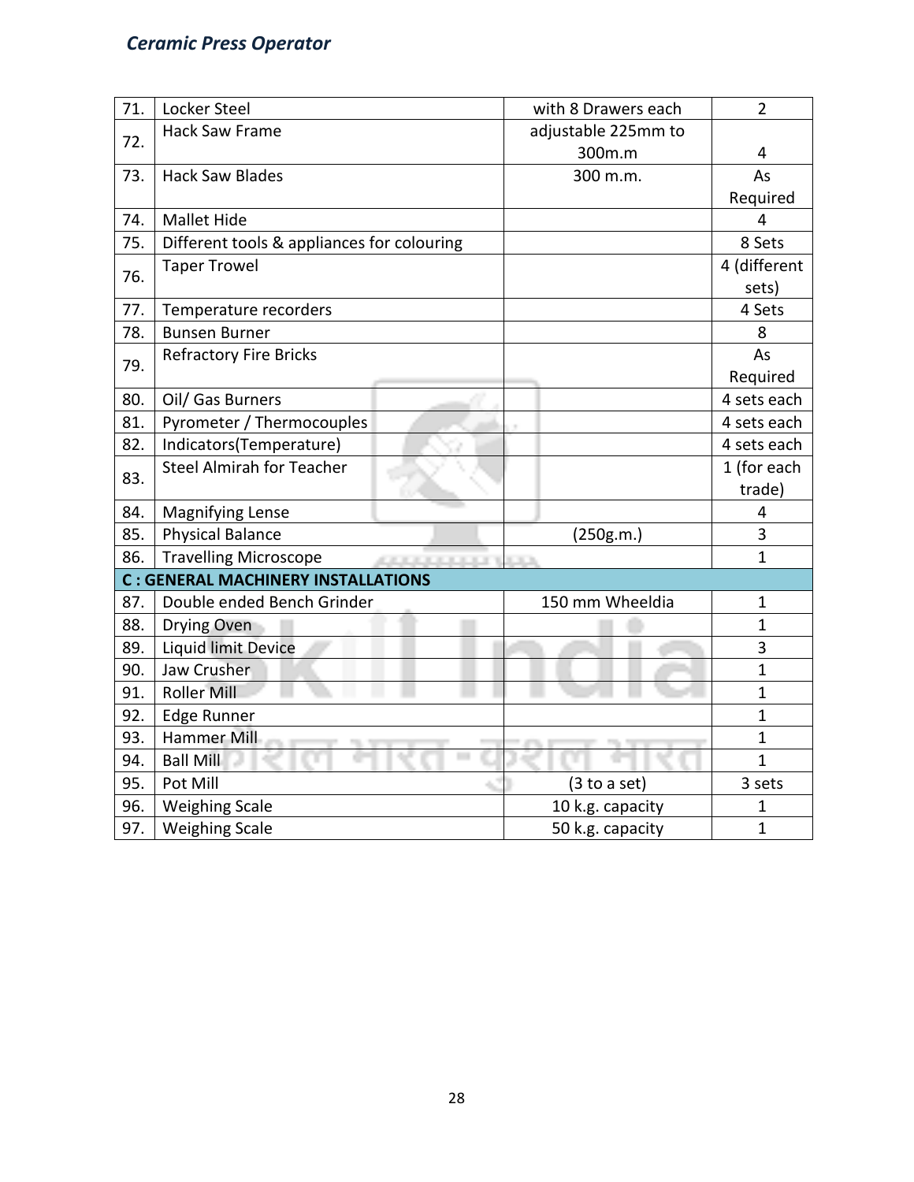| 71. | Locker Steel | with 8 Drawers each | 2 |
|---|---|---|---|
| 72. | Hack Saw Frame | adjustable 225mm to 300m.m | 4 |
| 73. | Hack Saw Blades | 300 m.m. | As Required |
| 74. | Mallet Hide | | 4 |
| 75. | Different tools & appliances for colouring | | 8 Sets |
| 76. | Taper Trowel | | 4 (different sets) |
| 77. | Temperature recorders | | 4 Sets |
| 78. | Bunsen Burner | | 8 |
| 79. | Refractory Fire Bricks | | As Required |
| 80. | Oil/ Gas Burners | | 4 sets each |
| 81. | Pyrometer / Thermocouples | | 4 sets each |
| 82. | Indicators(Temperature) | | 4 sets each |
| 83. | Steel Almirah for Teacher | | 1 (for each trade) |
| 84. | Magnifying Lense | | 4 |
| 85. | Physical Balance | (250g.m.) | 3 |
| 86. | Travelling Microscope | | 1 |
| **C : GENERAL MACHINERY INSTALLATIONS** | | | |
| 87. | Double ended Bench Grinder | 150 mm Wheeldia | 1 |
| 88. | Drying Oven | | 1 |
| 89. | Liquid limit Device | | 3 |
| 90. | Jaw Crusher | | 1 |
| 91. | Roller Mill | | 1 |
| 92. | Edge Runner | | 1 |
| 93. | Hammer Mill | | 1 |
| 94. | Ball Mill | | 1 |
| 95. | Pot Mill | (3 to a set) | 3 sets |
| 96. | Weighing Scale | 10 k.g. capacity | 1 |
| 97. | Weighing Scale | 50 k.g. capacity | 1 |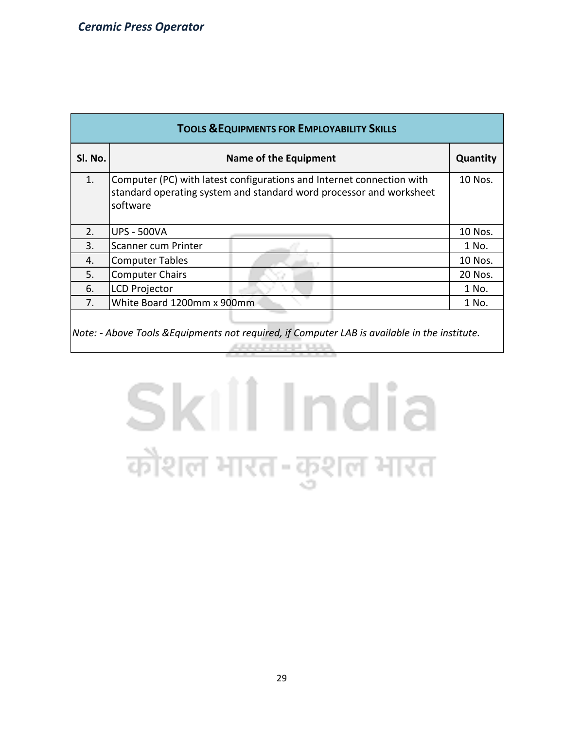| TOOLS & EQUIPMENTS FOR EMPLOYABILITY SKILLS | | |
|---|---|---|
| **Sl. No.** | **Name of the Equipment** | **Quantity** |
| 1. | Computer (PC) with latest configurations and Internet connection with standard operating system and standard word processor and worksheet software | 10 Nos. |
| 2. | UPS - 500VA | 10 Nos. |
| 3. | Scanner cum Printer | 1 No. |
| 4. | Computer Tables | 10 Nos. |
| 5. | Computer Chairs | 20 Nos. |
| 6. | LCD Projector | 1 No. |
| 7. | White Board 1200mm x 900mm | 1 No. |

*Note: - Above Tools &Equipments not required, if Computer LAB is available in the institute.*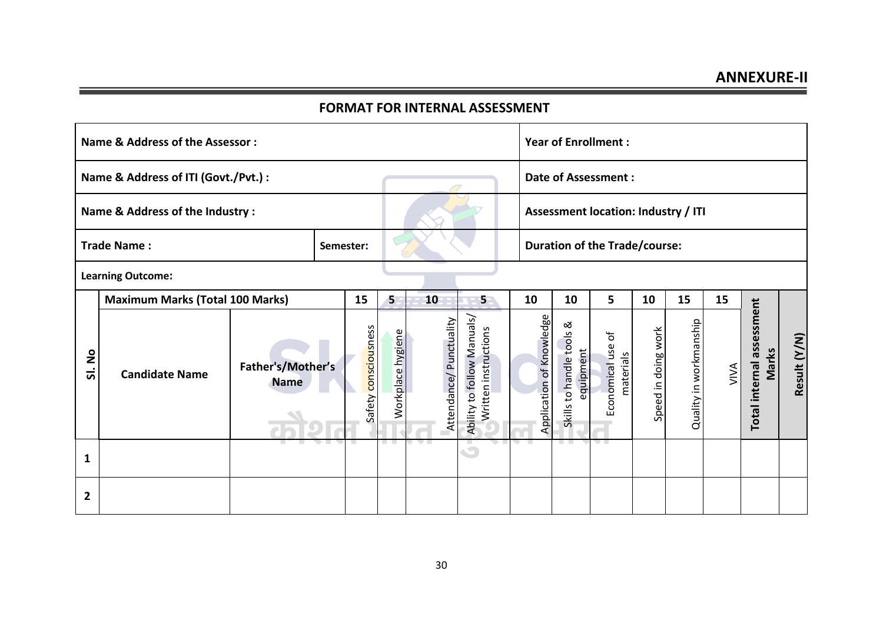## ANNEXURE-II

## FORMAT FOR INTERNAL ASSESSMENT

| | |
|---|---|
| **Name & Address of the Assessor :** | **Year of Enrollment :** |
| **Name & Address of ITI (Govt./Pvt.) :** | **Date of Assessment :** |
| **Name & Address of the Industry :** | **Assessment location: Industry / ITI** |
| **Trade Name :** **Semester:** | **Duration of the Trade/course:** |
| **Learning Outcome:** | |

| **Sl. No** | **Maximum Marks (Total 100 Marks)** | | 15 | 5 | 10 | 5 | 10 | 10 | 5 | 10 | 15 | 15 | **Total internal assessment Marks** | **Result (Y/N)** |
|---|---|---|---|---|---|---|---|---|---|---|---|---|---|---|
| | **Candidate Name** | **Father's/Mother's Name** | Safety consciousness | Workplace hygiene | Attendance/ Punctuality | Ability to follow Manuals/ Written instructions | Application of Knowledge | Skills to handle tools & equipment | Economical use of materials | Speed in doing work | Quality in workmanship | VIVA | | |
| **1** | | | | | | | | | | | | | | |
| **2** | | | | | | | | | | | | | | |